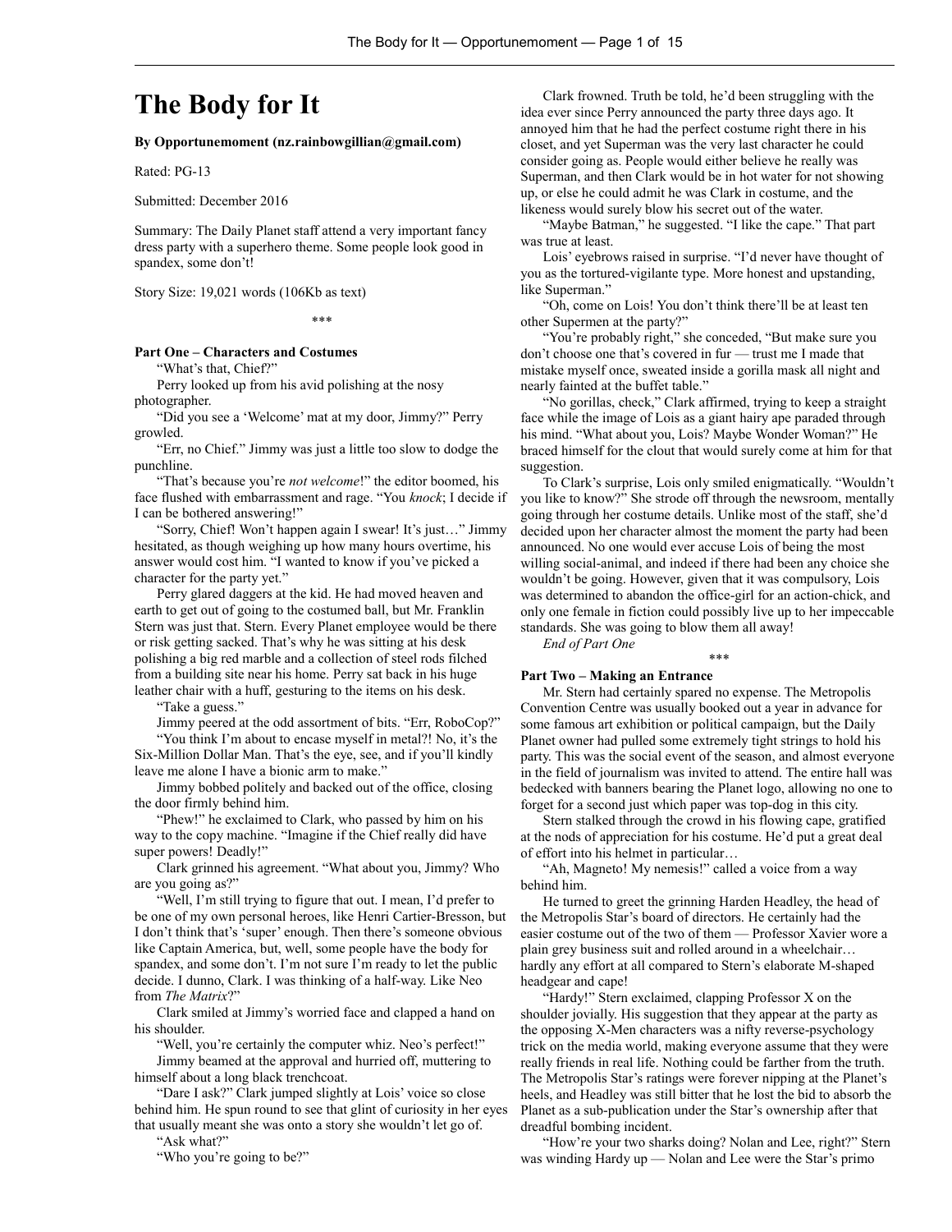# The Body for It

**By Opportunemoment (nz.rainbowgillian@gmail.com)**

Rated: PG-13

Submitted: December 2016

Summary: The Daily Planet staff attend a very important fancy dress party with a superhero theme. Some people look good in spandex, some don't!

Story Size: 19,021 words (106Kb as text)

***

**Part One – Characters and Costumes**

"What's that, Chief?"

Perry looked up from his avid polishing at the nosy photographer.

"Did you see a 'Welcome' mat at my door, Jimmy?" Perry growled.

"Err, no Chief." Jimmy was just a little too slow to dodge the punchline.

"That's because you're *not welcome*!" the editor boomed, his face flushed with embarrassment and rage. "You *knock*; I decide if I can be bothered answering!"

"Sorry, Chief! Won't happen again I swear! It's just…" Jimmy hesitated, as though weighing up how many hours overtime, his answer would cost him. "I wanted to know if you've picked a character for the party yet."

Perry glared daggers at the kid. He had moved heaven and earth to get out of going to the costumed ball, but Mr. Franklin Stern was just that. Stern. Every Planet employee would be there or risk getting sacked. That's why he was sitting at his desk polishing a big red marble and a collection of steel rods filched from a building site near his home. Perry sat back in his huge leather chair with a huff, gesturing to the items on his desk.

"Take a guess."

Jimmy peered at the odd assortment of bits. "Err, RoboCop?"

"You think I'm about to encase myself in metal?! No, it's the Six-Million Dollar Man. That's the eye, see, and if you'll kindly leave me alone I have a bionic arm to make."

Jimmy bobbed politely and backed out of the office, closing the door firmly behind him.

"Phew!" he exclaimed to Clark, who passed by him on his way to the copy machine. "Imagine if the Chief really did have super powers! Deadly!"

Clark grinned his agreement. "What about you, Jimmy? Who are you going as?"

"Well, I'm still trying to figure that out. I mean, I'd prefer to be one of my own personal heroes, like Henri Cartier-Bresson, but I don't think that's 'super' enough. Then there's someone obvious like Captain America, but, well, some people have the body for spandex, and some don't. I'm not sure I'm ready to let the public decide. I dunno, Clark. I was thinking of a half-way. Like Neo from *The Matrix*?"

Clark smiled at Jimmy's worried face and clapped a hand on his shoulder.

"Well, you're certainly the computer whiz. Neo's perfect!"

Jimmy beamed at the approval and hurried off, muttering to himself about a long black trenchcoat.

"Dare I ask?" Clark jumped slightly at Lois' voice so close behind him. He spun round to see that glint of curiosity in her eyes that usually meant she was onto a story she wouldn't let go of.

"Ask what?"

"Who you're going to be?"

Clark frowned. Truth be told, he'd been struggling with the idea ever since Perry announced the party three days ago. It annoyed him that he had the perfect costume right there in his closet, and yet Superman was the very last character he could consider going as. People would either believe he really was Superman, and then Clark would be in hot water for not showing up, or else he could admit he was Clark in costume, and the likeness would surely blow his secret out of the water.

"Maybe Batman," he suggested. "I like the cape." That part was true at least.

Lois' eyebrows raised in surprise. "I'd never have thought of you as the tortured-vigilante type. More honest and upstanding, like Superman."

"Oh, come on Lois! You don't think there'll be at least ten other Supermen at the party?"

"You're probably right," she conceded, "But make sure you don't choose one that's covered in fur — trust me I made that mistake myself once, sweated inside a gorilla mask all night and nearly fainted at the buffet table."

"No gorillas, check," Clark affirmed, trying to keep a straight face while the image of Lois as a giant hairy ape paraded through his mind. "What about you, Lois? Maybe Wonder Woman?" He braced himself for the clout that would surely come at him for that suggestion.

To Clark's surprise, Lois only smiled enigmatically. "Wouldn't you like to know?" She strode off through the newsroom, mentally going through her costume details. Unlike most of the staff, she'd decided upon her character almost the moment the party had been announced. No one would ever accuse Lois of being the most willing social-animal, and indeed if there had been any choice she wouldn't be going. However, given that it was compulsory, Lois was determined to abandon the office-girl for an action-chick, and only one female in fiction could possibly live up to her impeccable standards. She was going to blow them all away!

*End of Part One*

***

**Part Two – Making an Entrance**

Mr. Stern had certainly spared no expense. The Metropolis Convention Centre was usually booked out a year in advance for some famous art exhibition or political campaign, but the Daily Planet owner had pulled some extremely tight strings to hold his party. This was the social event of the season, and almost everyone in the field of journalism was invited to attend. The entire hall was bedecked with banners bearing the Planet logo, allowing no one to forget for a second just which paper was top-dog in this city.

Stern stalked through the crowd in his flowing cape, gratified at the nods of appreciation for his costume. He'd put a great deal of effort into his helmet in particular…

"Ah, Magneto! My nemesis!" called a voice from a way behind him.

He turned to greet the grinning Harden Headley, the head of the Metropolis Star's board of directors. He certainly had the easier costume out of the two of them — Professor Xavier wore a plain grey business suit and rolled around in a wheelchair… hardly any effort at all compared to Stern's elaborate M-shaped headgear and cape!

"Hardy!" Stern exclaimed, clapping Professor X on the shoulder jovially. His suggestion that they appear at the party as the opposing X-Men characters was a nifty reverse-psychology trick on the media world, making everyone assume that they were really friends in real life. Nothing could be farther from the truth. The Metropolis Star's ratings were forever nipping at the Planet's heels, and Headley was still bitter that he lost the bid to absorb the Planet as a sub-publication under the Star's ownership after that dreadful bombing incident.

"How're your two sharks doing? Nolan and Lee, right?" Stern was winding Hardy up — Nolan and Lee were the Star's primo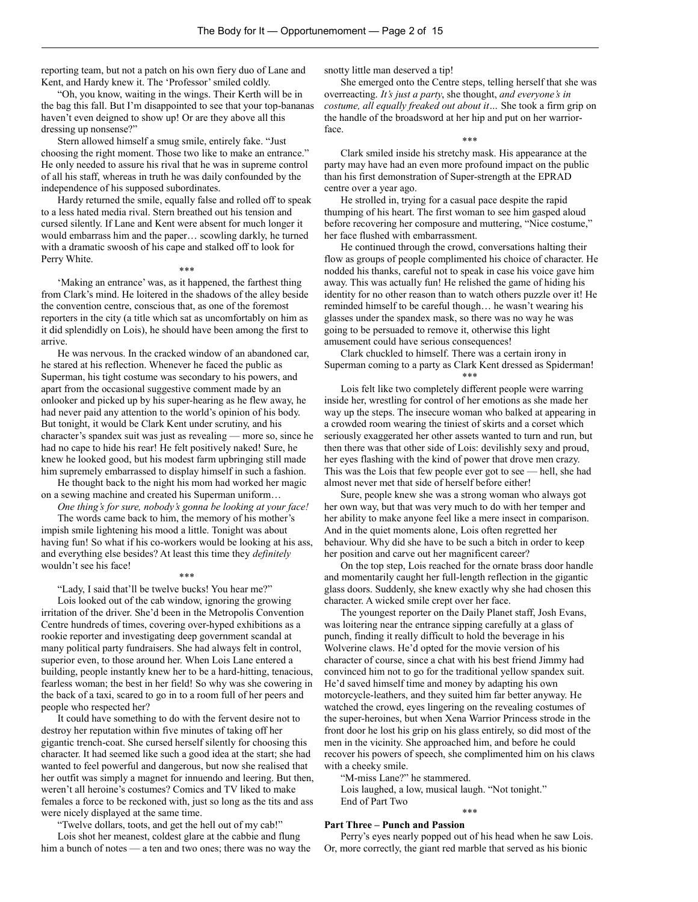reporting team, but not a patch on his own fiery duo of Lane and Kent, and Hardy knew it. The 'Professor' smiled coldly.

"Oh, you know, waiting in the wings. Their Kerth will be in the bag this fall. But I'm disappointed to see that your top-bananas haven't even deigned to show up! Or are they above all this dressing up nonsense?"

Stern allowed himself a smug smile, entirely fake. "Just choosing the right moment. Those two like to make an entrance." He only needed to assure his rival that he was in supreme control of all his staff, whereas in truth he was daily confounded by the independence of his supposed subordinates.

Hardy returned the smile, equally false and rolled off to speak to a less hated media rival. Stern breathed out his tension and cursed silently. If Lane and Kent were absent for much longer it would embarrass him and the paper… scowling darkly, he turned with a dramatic swoosh of his cape and stalked off to look for Perry White.

\*\*\*

'Making an entrance' was, as it happened, the farthest thing from Clark's mind. He loitered in the shadows of the alley beside the convention centre, conscious that, as one of the foremost reporters in the city (a title which sat as uncomfortably on him as it did splendidly on Lois), he should have been among the first to arrive.

He was nervous. In the cracked window of an abandoned car, he stared at his reflection. Whenever he faced the public as Superman, his tight costume was secondary to his powers, and apart from the occasional suggestive comment made by an onlooker and picked up by his super-hearing as he flew away, he had never paid any attention to the world's opinion of his body. But tonight, it would be Clark Kent under scrutiny, and his character's spandex suit was just as revealing — more so, since he had no cape to hide his rear! He felt positively naked! Sure, he knew he looked good, but his modest farm upbringing still made him supremely embarrassed to display himself in such a fashion.

He thought back to the night his mom had worked her magic on a sewing machine and created his Superman uniform…

*One thing's for sure, nobody's gonna be looking at your face!*

The words came back to him, the memory of his mother's impish smile lightening his mood a little. Tonight was about having fun! So what if his co-workers would be looking at his ass, and everything else besides? At least this time they *definitely* wouldn't see his face!

\*\*\*

"Lady, I said that'll be twelve bucks! You hear me?"

Lois looked out of the cab window, ignoring the growing irritation of the driver. She'd been in the Metropolis Convention Centre hundreds of times, covering over-hyped exhibitions as a rookie reporter and investigating deep government scandal at many political party fundraisers. She had always felt in control, superior even, to those around her. When Lois Lane entered a building, people instantly knew her to be a hard-hitting, tenacious, fearless woman; the best in her field! So why was she cowering in the back of a taxi, scared to go in to a room full of her peers and people who respected her?

It could have something to do with the fervent desire not to destroy her reputation within five minutes of taking off her gigantic trench-coat. She cursed herself silently for choosing this character. It had seemed like such a good idea at the start; she had wanted to feel powerful and dangerous, but now she realised that her outfit was simply a magnet for innuendo and leering. But then, weren't all heroine's costumes? Comics and TV liked to make females a force to be reckoned with, just so long as the tits and ass were nicely displayed at the same time.

"Twelve dollars, toots, and get the hell out of my cab!"

Lois shot her meanest, coldest glare at the cabbie and flung him a bunch of notes — a ten and two ones; there was no way the snotty little man deserved a tip!

She emerged onto the Centre steps, telling herself that she was overreacting. *It's just a party*, she thought, *and everyone's in costume, all equally freaked out about it…* She took a firm grip on the handle of the broadsword at her hip and put on her warrior-face.

\*\*\*

Clark smiled inside his stretchy mask. His appearance at the party may have had an even more profound impact on the public than his first demonstration of Super-strength at the EPRAD centre over a year ago.

He strolled in, trying for a casual pace despite the rapid thumping of his heart. The first woman to see him gasped aloud before recovering her composure and muttering, "Nice costume," her face flushed with embarrassment.

He continued through the crowd, conversations halting their flow as groups of people complimented his choice of character. He nodded his thanks, careful not to speak in case his voice gave him away. This was actually fun! He relished the game of hiding his identity for no other reason than to watch others puzzle over it! He reminded himself to be careful though… he wasn't wearing his glasses under the spandex mask, so there was no way he was going to be persuaded to remove it, otherwise this light amusement could have serious consequences!

Clark chuckled to himself. There was a certain irony in Superman coming to a party as Clark Kent dressed as Spiderman!

\*\*\*

Lois felt like two completely different people were warring inside her, wrestling for control of her emotions as she made her way up the steps. The insecure woman who balked at appearing in a crowded room wearing the tiniest of skirts and a corset which seriously exaggerated her other assets wanted to turn and run, but then there was that other side of Lois: devilishly sexy and proud, her eyes flashing with the kind of power that drove men crazy. This was the Lois that few people ever got to see — hell, she had almost never met that side of herself before either!

Sure, people knew she was a strong woman who always got her own way, but that was very much to do with her temper and her ability to make anyone feel like a mere insect in comparison. And in the quiet moments alone, Lois often regretted her behaviour. Why did she have to be such a bitch in order to keep her position and carve out her magnificent career?

On the top step, Lois reached for the ornate brass door handle and momentarily caught her full-length reflection in the gigantic glass doors. Suddenly, she knew exactly why she had chosen this character. A wicked smile crept over her face.

The youngest reporter on the Daily Planet staff, Josh Evans, was loitering near the entrance sipping carefully at a glass of punch, finding it really difficult to hold the beverage in his Wolverine claws. He'd opted for the movie version of his character of course, since a chat with his best friend Jimmy had convinced him not to go for the traditional yellow spandex suit. He'd saved himself time and money by adapting his own motorcycle-leathers, and they suited him far better anyway. He watched the crowd, eyes lingering on the revealing costumes of the super-heroines, but when Xena Warrior Princess strode in the front door he lost his grip on his glass entirely, so did most of the men in the vicinity. She approached him, and before he could recover his powers of speech, she complimented him on his claws with a cheeky smile.

"M-miss Lane?" he stammered.

Lois laughed, a low, musical laugh. "Not tonight."

End of Part Two

\*\*\*

**Part Three – Punch and Passion**

Perry's eyes nearly popped out of his head when he saw Lois. Or, more correctly, the giant red marble that served as his bionic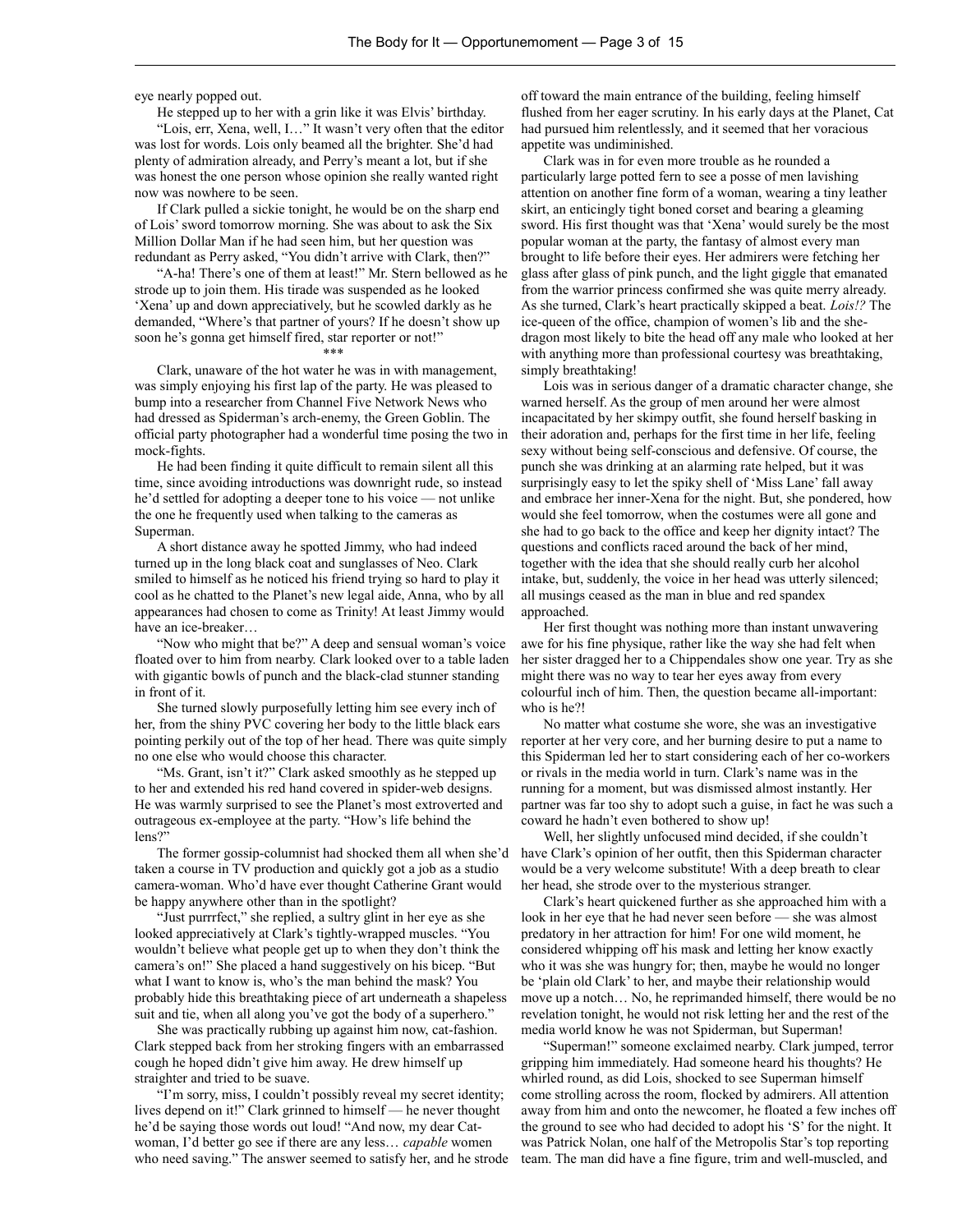eye nearly popped out.

He stepped up to her with a grin like it was Elvis' birthday.

"Lois, err, Xena, well, I…" It wasn't very often that the editor was lost for words. Lois only beamed all the brighter. She'd had plenty of admiration already, and Perry's meant a lot, but if she was honest the one person whose opinion she really wanted right now was nowhere to be seen.

If Clark pulled a sickie tonight, he would be on the sharp end of Lois' sword tomorrow morning. She was about to ask the Six Million Dollar Man if he had seen him, but her question was redundant as Perry asked, "You didn't arrive with Clark, then?"

"A-ha! There's one of them at least!" Mr. Stern bellowed as he strode up to join them. His tirade was suspended as he looked 'Xena' up and down appreciatively, but he scowled darkly as he demanded, "Where's that partner of yours? If he doesn't show up soon he's gonna get himself fired, star reporter or not!"

\*\*\*

Clark, unaware of the hot water he was in with management, was simply enjoying his first lap of the party. He was pleased to bump into a researcher from Channel Five Network News who had dressed as Spiderman's arch-enemy, the Green Goblin. The official party photographer had a wonderful time posing the two in mock-fights.

He had been finding it quite difficult to remain silent all this time, since avoiding introductions was downright rude, so instead he'd settled for adopting a deeper tone to his voice — not unlike the one he frequently used when talking to the cameras as Superman.

A short distance away he spotted Jimmy, who had indeed turned up in the long black coat and sunglasses of Neo. Clark smiled to himself as he noticed his friend trying so hard to play it cool as he chatted to the Planet's new legal aide, Anna, who by all appearances had chosen to come as Trinity! At least Jimmy would have an ice-breaker…

"Now who might that be?" A deep and sensual woman's voice floated over to him from nearby. Clark looked over to a table laden with gigantic bowls of punch and the black-clad stunner standing in front of it.

She turned slowly purposefully letting him see every inch of her, from the shiny PVC covering her body to the little black ears pointing perkily out of the top of her head. There was quite simply no one else who would choose this character.

"Ms. Grant, isn't it?" Clark asked smoothly as he stepped up to her and extended his red hand covered in spider-web designs. He was warmly surprised to see the Planet's most extroverted and outrageous ex-employee at the party. "How's life behind the lens?"

The former gossip-columnist had shocked them all when she'd taken a course in TV production and quickly got a job as a studio camera-woman. Who'd have ever thought Catherine Grant would be happy anywhere other than in the spotlight?

"Just purrrfect," she replied, a sultry glint in her eye as she looked appreciatively at Clark's tightly-wrapped muscles. "You wouldn't believe what people get up to when they don't think the camera's on!" She placed a hand suggestively on his bicep. "But what I want to know is, who's the man behind the mask? You probably hide this breathtaking piece of art underneath a shapeless suit and tie, when all along you've got the body of a superhero."

She was practically rubbing up against him now, cat-fashion. Clark stepped back from her stroking fingers with an embarrassed cough he hoped didn't give him away. He drew himself up straighter and tried to be suave.

"I'm sorry, miss, I couldn't possibly reveal my secret identity; lives depend on it!" Clark grinned to himself — he never thought he'd be saying those words out loud! "And now, my dear Cat-woman, I'd better go see if there are any less… *capable* women who need saving." The answer seemed to satisfy her, and he strode off toward the main entrance of the building, feeling himself flushed from her eager scrutiny. In his early days at the Planet, Cat had pursued him relentlessly, and it seemed that her voracious appetite was undiminished.

Clark was in for even more trouble as he rounded a particularly large potted fern to see a posse of men lavishing attention on another fine form of a woman, wearing a tiny leather skirt, an enticingly tight boned corset and bearing a gleaming sword. His first thought was that 'Xena' would surely be the most popular woman at the party, the fantasy of almost every man brought to life before their eyes. Her admirers were fetching her glass after glass of pink punch, and the light giggle that emanated from the warrior princess confirmed she was quite merry already. As she turned, Clark's heart practically skipped a beat. *Lois!?* The ice-queen of the office, champion of women's lib and the she-dragon most likely to bite the head off any male who looked at her with anything more than professional courtesy was breathtaking, simply breathtaking!

Lois was in serious danger of a dramatic character change, she warned herself. As the group of men around her were almost incapacitated by her skimpy outfit, she found herself basking in their adoration and, perhaps for the first time in her life, feeling sexy without being self-conscious and defensive. Of course, the punch she was drinking at an alarming rate helped, but it was surprisingly easy to let the spiky shell of 'Miss Lane' fall away and embrace her inner-Xena for the night. But, she pondered, how would she feel tomorrow, when the costumes were all gone and she had to go back to the office and keep her dignity intact? The questions and conflicts raced around the back of her mind, together with the idea that she should really curb her alcohol intake, but, suddenly, the voice in her head was utterly silenced; all musings ceased as the man in blue and red spandex approached.

Her first thought was nothing more than instant unwavering awe for his fine physique, rather like the way she had felt when her sister dragged her to a Chippendales show one year. Try as she might there was no way to tear her eyes away from every colourful inch of him. Then, the question became all-important: who is he?!

No matter what costume she wore, she was an investigative reporter at her very core, and her burning desire to put a name to this Spiderman led her to start considering each of her co-workers or rivals in the media world in turn. Clark's name was in the running for a moment, but was dismissed almost instantly. Her partner was far too shy to adopt such a guise, in fact he was such a coward he hadn't even bothered to show up!

Well, her slightly unfocused mind decided, if she couldn't have Clark's opinion of her outfit, then this Spiderman character would be a very welcome substitute! With a deep breath to clear her head, she strode over to the mysterious stranger.

Clark's heart quickened further as she approached him with a look in her eye that he had never seen before — she was almost predatory in her attraction for him! For one wild moment, he considered whipping off his mask and letting her know exactly who it was she was hungry for; then, maybe he would no longer be 'plain old Clark' to her, and maybe their relationship would move up a notch… No, he reprimanded himself, there would be no revelation tonight, he would not risk letting her and the rest of the media world know he was not Spiderman, but Superman!

"Superman!" someone exclaimed nearby. Clark jumped, terror gripping him immediately. Had someone heard his thoughts? He whirled round, as did Lois, shocked to see Superman himself come strolling across the room, flocked by admirers. All attention away from him and onto the newcomer, he floated a few inches off the ground to see who had decided to adopt his 'S' for the night. It was Patrick Nolan, one half of the Metropolis Star's top reporting team. The man did have a fine figure, trim and well-muscled, and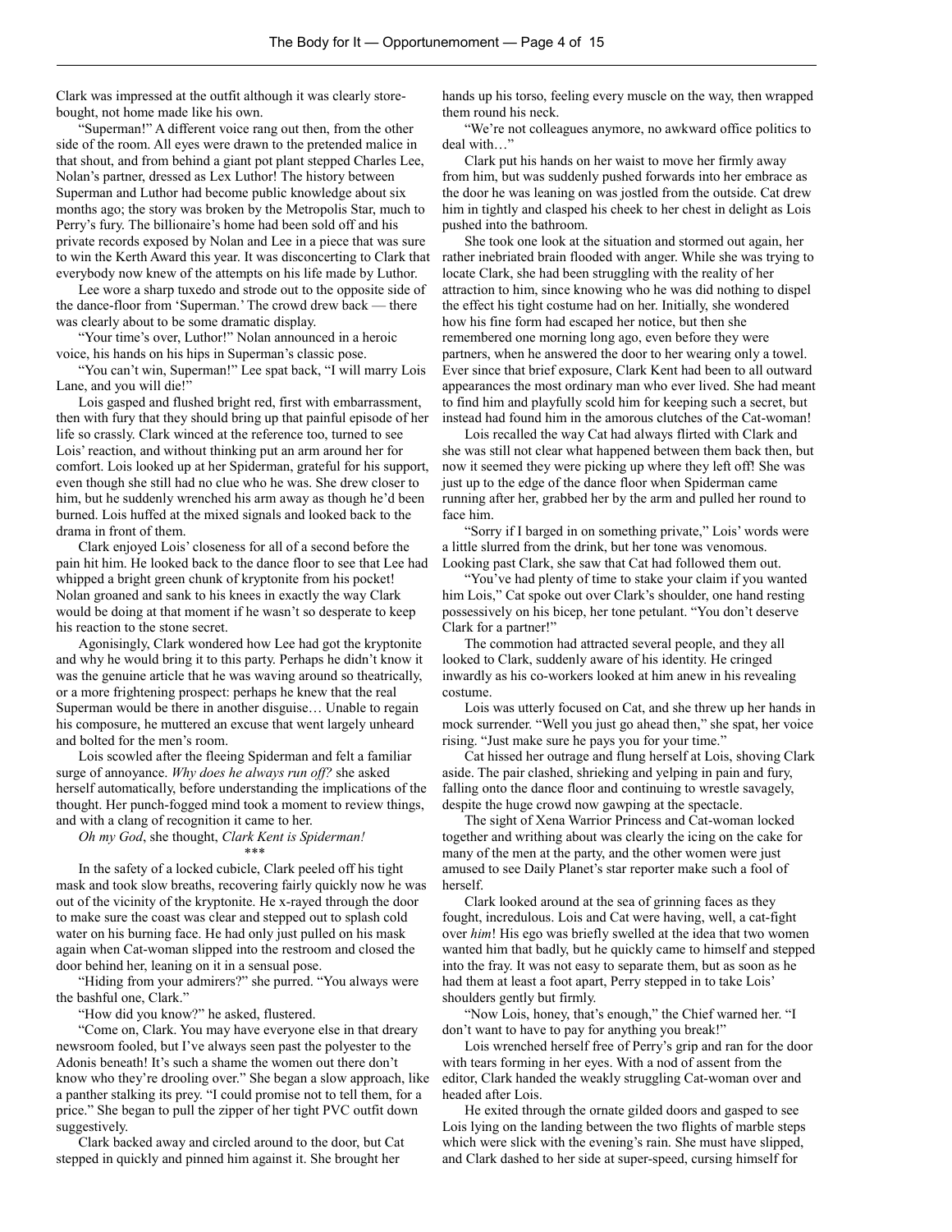Clark was impressed at the outfit although it was clearly store-bought, not home made like his own.

"Superman!" A different voice rang out then, from the other side of the room. All eyes were drawn to the pretended malice in that shout, and from behind a giant pot plant stepped Charles Lee, Nolan's partner, dressed as Lex Luthor! The history between Superman and Luthor had become public knowledge about six months ago; the story was broken by the Metropolis Star, much to Perry's fury. The billionaire's home had been sold off and his private records exposed by Nolan and Lee in a piece that was sure to win the Kerth Award this year. It was disconcerting to Clark that everybody now knew of the attempts on his life made by Luthor.

Lee wore a sharp tuxedo and strode out to the opposite side of the dance-floor from 'Superman.' The crowd drew back — there was clearly about to be some dramatic display.

"Your time's over, Luthor!" Nolan announced in a heroic voice, his hands on his hips in Superman's classic pose.

"You can't win, Superman!" Lee spat back, "I will marry Lois Lane, and you will die!"

Lois gasped and flushed bright red, first with embarrassment, then with fury that they should bring up that painful episode of her life so crassly. Clark winced at the reference too, turned to see Lois' reaction, and without thinking put an arm around her for comfort. Lois looked up at her Spiderman, grateful for his support, even though she still had no clue who he was. She drew closer to him, but he suddenly wrenched his arm away as though he'd been burned. Lois huffed at the mixed signals and looked back to the drama in front of them.

Clark enjoyed Lois' closeness for all of a second before the pain hit him. He looked back to the dance floor to see that Lee had whipped a bright green chunk of kryptonite from his pocket! Nolan groaned and sank to his knees in exactly the way Clark would be doing at that moment if he wasn't so desperate to keep his reaction to the stone secret.

Agonisingly, Clark wondered how Lee had got the kryptonite and why he would bring it to this party. Perhaps he didn't know it was the genuine article that he was waving around so theatrically, or a more frightening prospect: perhaps he knew that the real Superman would be there in another disguise… Unable to regain his composure, he muttered an excuse that went largely unheard and bolted for the men's room.

Lois scowled after the fleeing Spiderman and felt a familiar surge of annoyance. *Why does he always run off?* she asked herself automatically, before understanding the implications of the thought. Her punch-fogged mind took a moment to review things, and with a clang of recognition it came to her.

*Oh my God*, she thought, *Clark Kent is Spiderman!*

\*\*\*

In the safety of a locked cubicle, Clark peeled off his tight mask and took slow breaths, recovering fairly quickly now he was out of the vicinity of the kryptonite. He x-rayed through the door to make sure the coast was clear and stepped out to splash cold water on his burning face. He had only just pulled on his mask again when Cat-woman slipped into the restroom and closed the door behind her, leaning on it in a sensual pose.

"Hiding from your admirers?" she purred. "You always were the bashful one, Clark."

"How did you know?" he asked, flustered.

"Come on, Clark. You may have everyone else in that dreary newsroom fooled, but I've always seen past the polyester to the Adonis beneath! It's such a shame the women out there don't know who they're drooling over." She began a slow approach, like a panther stalking its prey. "I could promise not to tell them, for a price." She began to pull the zipper of her tight PVC outfit down suggestively.

Clark backed away and circled around to the door, but Cat stepped in quickly and pinned him against it. She brought her hands up his torso, feeling every muscle on the way, then wrapped them round his neck.

"We're not colleagues anymore, no awkward office politics to deal with…"

Clark put his hands on her waist to move her firmly away from him, but was suddenly pushed forwards into her embrace as the door he was leaning on was jostled from the outside. Cat drew him in tightly and clasped his cheek to her chest in delight as Lois pushed into the bathroom.

She took one look at the situation and stormed out again, her rather inebriated brain flooded with anger. While she was trying to locate Clark, she had been struggling with the reality of her attraction to him, since knowing who he was did nothing to dispel the effect his tight costume had on her. Initially, she wondered how his fine form had escaped her notice, but then she remembered one morning long ago, even before they were partners, when he answered the door to her wearing only a towel. Ever since that brief exposure, Clark Kent had been to all outward appearances the most ordinary man who ever lived. She had meant to find him and playfully scold him for keeping such a secret, but instead had found him in the amorous clutches of the Cat-woman!

Lois recalled the way Cat had always flirted with Clark and she was still not clear what happened between them back then, but now it seemed they were picking up where they left off! She was just up to the edge of the dance floor when Spiderman came running after her, grabbed her by the arm and pulled her round to face him.

"Sorry if I barged in on something private," Lois' words were a little slurred from the drink, but her tone was venomous. Looking past Clark, she saw that Cat had followed them out.

"You've had plenty of time to stake your claim if you wanted him Lois," Cat spoke out over Clark's shoulder, one hand resting possessively on his bicep, her tone petulant. "You don't deserve Clark for a partner!"

The commotion had attracted several people, and they all looked to Clark, suddenly aware of his identity. He cringed inwardly as his co-workers looked at him anew in his revealing costume.

Lois was utterly focused on Cat, and she threw up her hands in mock surrender. "Well you just go ahead then," she spat, her voice rising. "Just make sure he pays you for your time."

Cat hissed her outrage and flung herself at Lois, shoving Clark aside. The pair clashed, shrieking and yelping in pain and fury, falling onto the dance floor and continuing to wrestle savagely, despite the huge crowd now gawping at the spectacle.

The sight of Xena Warrior Princess and Cat-woman locked together and writhing about was clearly the icing on the cake for many of the men at the party, and the other women were just amused to see Daily Planet's star reporter make such a fool of herself.

Clark looked around at the sea of grinning faces as they fought, incredulous. Lois and Cat were having, well, a cat-fight over *him*! His ego was briefly swelled at the idea that two women wanted him that badly, but he quickly came to himself and stepped into the fray. It was not easy to separate them, but as soon as he had them at least a foot apart, Perry stepped in to take Lois' shoulders gently but firmly.

"Now Lois, honey, that's enough," the Chief warned her. "I don't want to have to pay for anything you break!"

Lois wrenched herself free of Perry's grip and ran for the door with tears forming in her eyes. With a nod of assent from the editor, Clark handed the weakly struggling Cat-woman over and headed after Lois.

He exited through the ornate gilded doors and gasped to see Lois lying on the landing between the two flights of marble steps which were slick with the evening's rain. She must have slipped, and Clark dashed to her side at super-speed, cursing himself for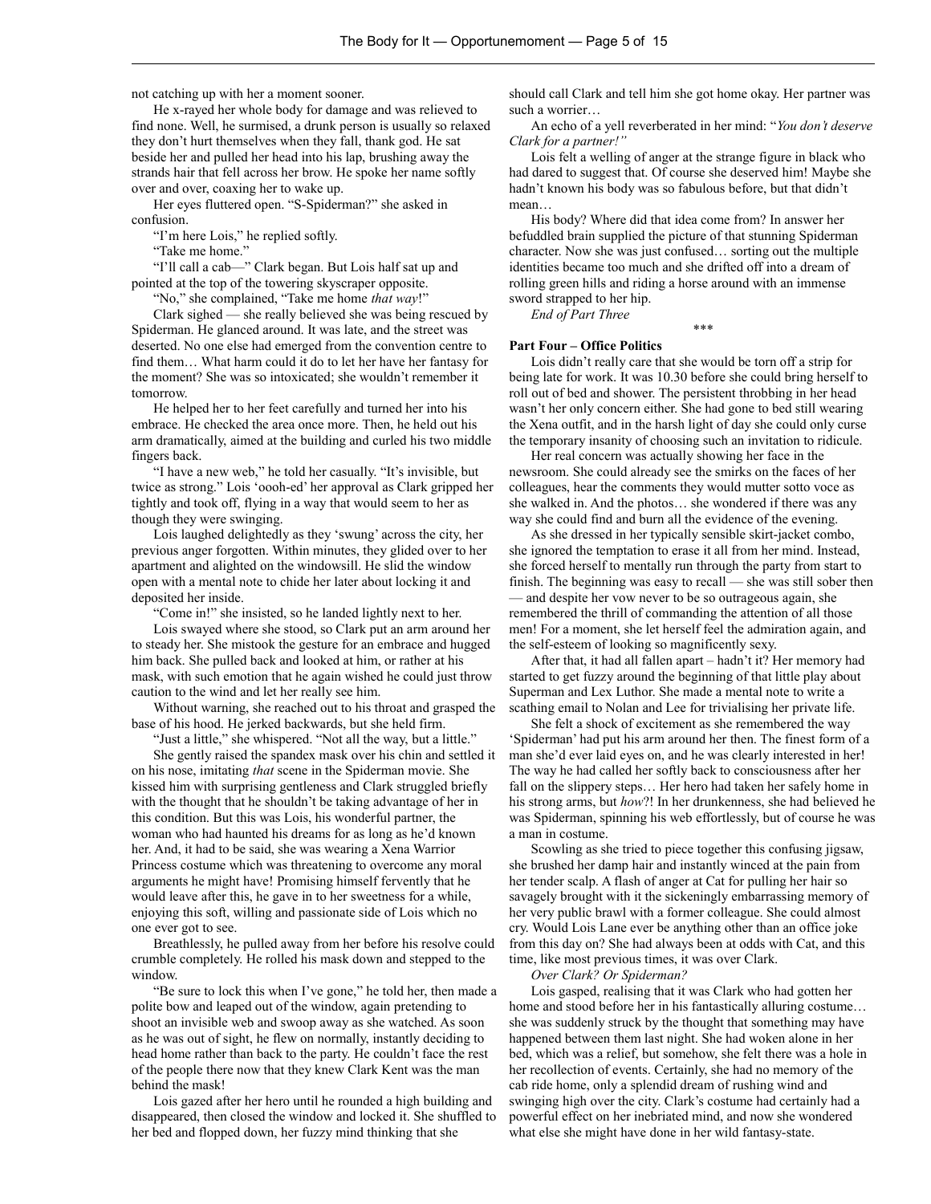not catching up with her a moment sooner.

He x-rayed her whole body for damage and was relieved to find none. Well, he surmised, a drunk person is usually so relaxed they don't hurt themselves when they fall, thank god. He sat beside her and pulled her head into his lap, brushing away the strands hair that fell across her brow. He spoke her name softly over and over, coaxing her to wake up.

Her eyes fluttered open. "S-Spiderman?" she asked in confusion.

"I'm here Lois," he replied softly.

"Take me home."

"I'll call a cab—" Clark began. But Lois half sat up and pointed at the top of the towering skyscraper opposite.

"No," she complained, "Take me home *that way*!"

Clark sighed — she really believed she was being rescued by Spiderman. He glanced around. It was late, and the street was deserted. No one else had emerged from the convention centre to find them… What harm could it do to let her have her fantasy for the moment? She was so intoxicated; she wouldn't remember it tomorrow.

He helped her to her feet carefully and turned her into his embrace. He checked the area once more. Then, he held out his arm dramatically, aimed at the building and curled his two middle fingers back.

"I have a new web," he told her casually. "It's invisible, but twice as strong." Lois 'oooh-ed' her approval as Clark gripped her tightly and took off, flying in a way that would seem to her as though they were swinging.

Lois laughed delightedly as they 'swung' across the city, her previous anger forgotten. Within minutes, they glided over to her apartment and alighted on the windowsill. He slid the window open with a mental note to chide her later about locking it and deposited her inside.

"Come in!" she insisted, so he landed lightly next to her.

Lois swayed where she stood, so Clark put an arm around her to steady her. She mistook the gesture for an embrace and hugged him back. She pulled back and looked at him, or rather at his mask, with such emotion that he again wished he could just throw caution to the wind and let her really see him.

Without warning, she reached out to his throat and grasped the base of his hood. He jerked backwards, but she held firm.

"Just a little," she whispered. "Not all the way, but a little."

She gently raised the spandex mask over his chin and settled it on his nose, imitating *that* scene in the Spiderman movie. She kissed him with surprising gentleness and Clark struggled briefly with the thought that he shouldn't be taking advantage of her in this condition. But this was Lois, his wonderful partner, the woman who had haunted his dreams for as long as he'd known her. And, it had to be said, she was wearing a Xena Warrior Princess costume which was threatening to overcome any moral arguments he might have! Promising himself fervently that he would leave after this, he gave in to her sweetness for a while, enjoying this soft, willing and passionate side of Lois which no one ever got to see.

Breathlessly, he pulled away from her before his resolve could crumble completely. He rolled his mask down and stepped to the window.

"Be sure to lock this when I've gone," he told her, then made a polite bow and leaped out of the window, again pretending to shoot an invisible web and swoop away as she watched. As soon as he was out of sight, he flew on normally, instantly deciding to head home rather than back to the party. He couldn't face the rest of the people there now that they knew Clark Kent was the man behind the mask!

Lois gazed after her hero until he rounded a high building and disappeared, then closed the window and locked it. She shuffled to her bed and flopped down, her fuzzy mind thinking that she should call Clark and tell him she got home okay. Her partner was such a worrier…

An echo of a yell reverberated in her mind: "*You don't deserve Clark for a partner!*"

Lois felt a welling of anger at the strange figure in black who had dared to suggest that. Of course she deserved him! Maybe she hadn't known his body was so fabulous before, but that didn't mean…

His body? Where did that idea come from? In answer her befuddled brain supplied the picture of that stunning Spiderman character. Now she was just confused… sorting out the multiple identities became too much and she drifted off into a dream of rolling green hills and riding a horse around with an immense sword strapped to her hip.

*End of Part Three*

\*\*\*

**Part Four – Office Politics**

Lois didn't really care that she would be torn off a strip for being late for work. It was 10.30 before she could bring herself to roll out of bed and shower. The persistent throbbing in her head wasn't her only concern either. She had gone to bed still wearing the Xena outfit, and in the harsh light of day she could only curse the temporary insanity of choosing such an invitation to ridicule.

Her real concern was actually showing her face in the newsroom. She could already see the smirks on the faces of her colleagues, hear the comments they would mutter sotto voce as she walked in. And the photos… she wondered if there was any way she could find and burn all the evidence of the evening.

As she dressed in her typically sensible skirt-jacket combo, she ignored the temptation to erase it all from her mind. Instead, she forced herself to mentally run through the party from start to finish. The beginning was easy to recall — she was still sober then — and despite her vow never to be so outrageous again, she remembered the thrill of commanding the attention of all those men! For a moment, she let herself feel the admiration again, and the self-esteem of looking so magnificently sexy.

After that, it had all fallen apart – hadn't it? Her memory had started to get fuzzy around the beginning of that little play about Superman and Lex Luthor. She made a mental note to write a scathing email to Nolan and Lee for trivialising her private life.

She felt a shock of excitement as she remembered the way 'Spiderman' had put his arm around her then. The finest form of a man she'd ever laid eyes on, and he was clearly interested in her! The way he had called her softly back to consciousness after her fall on the slippery steps… Her hero had taken her safely home in his strong arms, but *how*?! In her drunkenness, she had believed he was Spiderman, spinning his web effortlessly, but of course he was a man in costume.

Scowling as she tried to piece together this confusing jigsaw, she brushed her damp hair and instantly winced at the pain from her tender scalp. A flash of anger at Cat for pulling her hair so savagely brought with it the sickeningly embarrassing memory of her very public brawl with a former colleague. She could almost cry. Would Lois Lane ever be anything other than an office joke from this day on? She had always been at odds with Cat, and this time, like most previous times, it was over Clark.

*Over Clark? Or Spiderman?*

Lois gasped, realising that it was Clark who had gotten her home and stood before her in his fantastically alluring costume… she was suddenly struck by the thought that something may have happened between them last night. She had woken alone in her bed, which was a relief, but somehow, she felt there was a hole in her recollection of events. Certainly, she had no memory of the cab ride home, only a splendid dream of rushing wind and swinging high over the city. Clark's costume had certainly had a powerful effect on her inebriated mind, and now she wondered what else she might have done in her wild fantasy-state.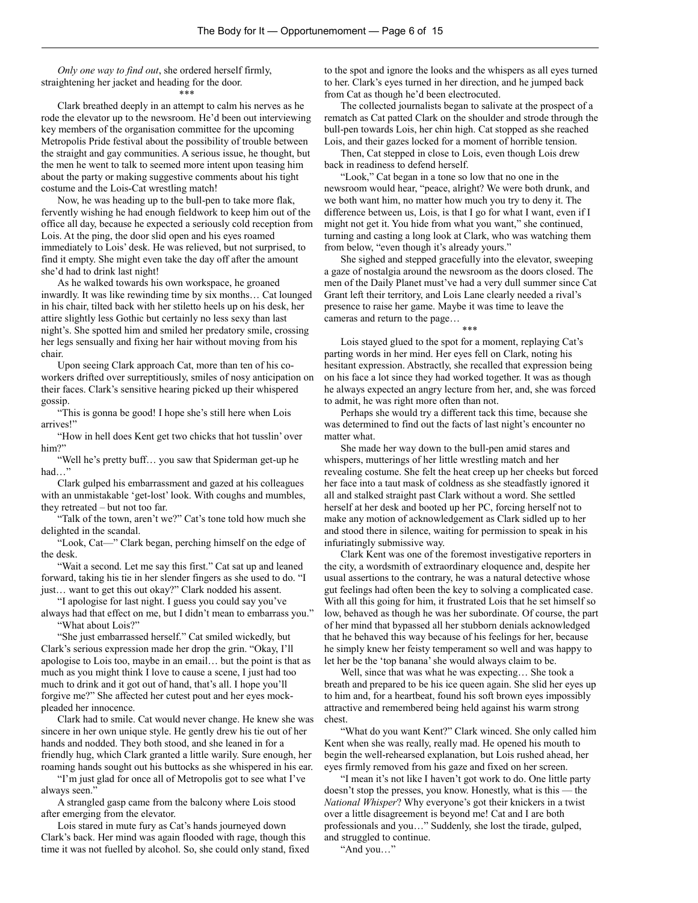*Only one way to find out*, she ordered herself firmly, straightening her jacket and heading for the door.

\*\*\*

Clark breathed deeply in an attempt to calm his nerves as he rode the elevator up to the newsroom. He'd been out interviewing key members of the organisation committee for the upcoming Metropolis Pride festival about the possibility of trouble between the straight and gay communities. A serious issue, he thought, but the men he went to talk to seemed more intent upon teasing him about the party or making suggestive comments about his tight costume and the Lois-Cat wrestling match!

Now, he was heading up to the bull-pen to take more flak, fervently wishing he had enough fieldwork to keep him out of the office all day, because he expected a seriously cold reception from Lois. At the ping, the door slid open and his eyes roamed immediately to Lois' desk. He was relieved, but not surprised, to find it empty. She might even take the day off after the amount she'd had to drink last night!

As he walked towards his own workspace, he groaned inwardly. It was like rewinding time by six months… Cat lounged in his chair, tilted back with her stiletto heels up on his desk, her attire slightly less Gothic but certainly no less sexy than last night's. She spotted him and smiled her predatory smile, crossing her legs sensually and fixing her hair without moving from his chair.

Upon seeing Clark approach Cat, more than ten of his co-workers drifted over surreptitiously, smiles of nosy anticipation on their faces. Clark's sensitive hearing picked up their whispered gossip.

"This is gonna be good! I hope she's still here when Lois arrives!"

"How in hell does Kent get two chicks that hot tusslin' over him?"

"Well he's pretty buff… you saw that Spiderman get-up he had…"

Clark gulped his embarrassment and gazed at his colleagues with an unmistakable 'get-lost' look. With coughs and mumbles, they retreated – but not too far.

"Talk of the town, aren't we?" Cat's tone told how much she delighted in the scandal.

"Look, Cat—" Clark began, perching himself on the edge of the desk.

"Wait a second. Let me say this first." Cat sat up and leaned forward, taking his tie in her slender fingers as she used to do. "I just… want to get this out okay?" Clark nodded his assent.

"I apologise for last night. I guess you could say you've always had that effect on me, but I didn't mean to embarrass you."

"What about Lois?"

"She just embarrassed herself." Cat smiled wickedly, but Clark's serious expression made her drop the grin. "Okay, I'll apologise to Lois too, maybe in an email… but the point is that as much as you might think I love to cause a scene, I just had too much to drink and it got out of hand, that's all. I hope you'll forgive me?" She affected her cutest pout and her eyes mock-pleaded her innocence.

Clark had to smile. Cat would never change. He knew she was sincere in her own unique style. He gently drew his tie out of her hands and nodded. They both stood, and she leaned in for a friendly hug, which Clark granted a little warily. Sure enough, her roaming hands sought out his buttocks as she whispered in his ear.

"I'm just glad for once all of Metropolis got to see what I've always seen."

A strangled gasp came from the balcony where Lois stood after emerging from the elevator.

Lois stared in mute fury as Cat's hands journeyed down Clark's back. Her mind was again flooded with rage, though this time it was not fuelled by alcohol. So, she could only stand, fixed to the spot and ignore the looks and the whispers as all eyes turned to her. Clark's eyes turned in her direction, and he jumped back from Cat as though he'd been electrocuted.

The collected journalists began to salivate at the prospect of a rematch as Cat patted Clark on the shoulder and strode through the bull-pen towards Lois, her chin high. Cat stopped as she reached Lois, and their gazes locked for a moment of horrible tension.

Then, Cat stepped in close to Lois, even though Lois drew back in readiness to defend herself.

"Look," Cat began in a tone so low that no one in the newsroom would hear, "peace, alright? We were both drunk, and we both want him, no matter how much you try to deny it. The difference between us, Lois, is that I go for what I want, even if I might not get it. You hide from what you want," she continued, turning and casting a long look at Clark, who was watching them from below, "even though it's already yours."

She sighed and stepped gracefully into the elevator, sweeping a gaze of nostalgia around the newsroom as the doors closed. The men of the Daily Planet must've had a very dull summer since Cat Grant left their territory, and Lois Lane clearly needed a rival's presence to raise her game. Maybe it was time to leave the cameras and return to the page…

\*\*\*

Lois stayed glued to the spot for a moment, replaying Cat's parting words in her mind. Her eyes fell on Clark, noting his hesitant expression. Abstractly, she recalled that expression being on his face a lot since they had worked together. It was as though he always expected an angry lecture from her, and, she was forced to admit, he was right more often than not.

Perhaps she would try a different tack this time, because she was determined to find out the facts of last night's encounter no matter what.

She made her way down to the bull-pen amid stares and whispers, mutterings of her little wrestling match and her revealing costume. She felt the heat creep up her cheeks but forced her face into a taut mask of coldness as she steadfastly ignored it all and stalked straight past Clark without a word. She settled herself at her desk and booted up her PC, forcing herself not to make any motion of acknowledgement as Clark sidled up to her and stood there in silence, waiting for permission to speak in his infuriatingly submissive way.

Clark Kent was one of the foremost investigative reporters in the city, a wordsmith of extraordinary eloquence and, despite her usual assertions to the contrary, he was a natural detective whose gut feelings had often been the key to solving a complicated case. With all this going for him, it frustrated Lois that he set himself so low, behaved as though he was her subordinate. Of course, the part of her mind that bypassed all her stubborn denials acknowledged that he behaved this way because of his feelings for her, because he simply knew her feisty temperament so well and was happy to let her be the 'top banana' she would always claim to be.

Well, since that was what he was expecting… She took a breath and prepared to be his ice queen again. She slid her eyes up to him and, for a heartbeat, found his soft brown eyes impossibly attractive and remembered being held against his warm strong chest.

"What do you want Kent?" Clark winced. She only called him Kent when she was really, really mad. He opened his mouth to begin the well-rehearsed explanation, but Lois rushed ahead, her eyes firmly removed from his gaze and fixed on her screen.

"I mean it's not like I haven't got work to do. One little party doesn't stop the presses, you know. Honestly, what is this — the *National Whisper*? Why everyone's got their knickers in a twist over a little disagreement is beyond me! Cat and I are both professionals and you…" Suddenly, she lost the tirade, gulped, and struggled to continue.

"And you…"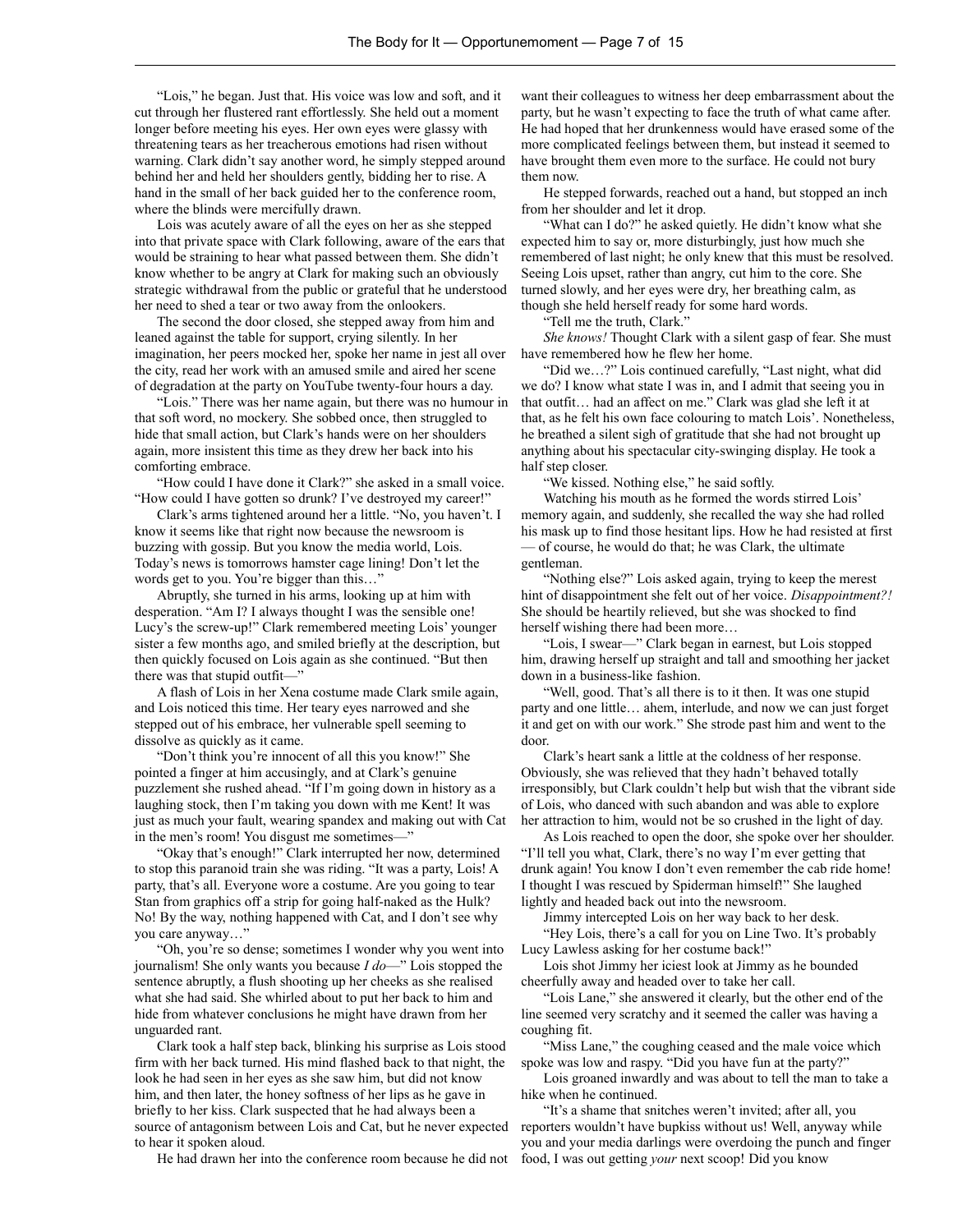"Lois," he began. Just that. His voice was low and soft, and it cut through her flustered rant effortlessly. She held out a moment longer before meeting his eyes. Her own eyes were glassy with threatening tears as her treacherous emotions had risen without warning. Clark didn't say another word, he simply stepped around behind her and held her shoulders gently, bidding her to rise. A hand in the small of her back guided her to the conference room, where the blinds were mercifully drawn.

Lois was acutely aware of all the eyes on her as she stepped into that private space with Clark following, aware of the ears that would be straining to hear what passed between them. She didn't know whether to be angry at Clark for making such an obviously strategic withdrawal from the public or grateful that he understood her need to shed a tear or two away from the onlookers.

The second the door closed, she stepped away from him and leaned against the table for support, crying silently. In her imagination, her peers mocked her, spoke her name in jest all over the city, read her work with an amused smile and aired her scene of degradation at the party on YouTube twenty-four hours a day.

"Lois." There was her name again, but there was no humour in that soft word, no mockery. She sobbed once, then struggled to hide that small action, but Clark's hands were on her shoulders again, more insistent this time as they drew her back into his comforting embrace.

"How could I have done it Clark?" she asked in a small voice. "How could I have gotten so drunk? I've destroyed my career!"

Clark's arms tightened around her a little. "No, you haven't. I know it seems like that right now because the newsroom is buzzing with gossip. But you know the media world, Lois. Today's news is tomorrows hamster cage lining! Don't let the words get to you. You're bigger than this…"

Abruptly, she turned in his arms, looking up at him with desperation. "Am I? I always thought I was the sensible one! Lucy's the screw-up!" Clark remembered meeting Lois' younger sister a few months ago, and smiled briefly at the description, but then quickly focused on Lois again as she continued. "But then there was that stupid outfit—"

A flash of Lois in her Xena costume made Clark smile again, and Lois noticed this time. Her teary eyes narrowed and she stepped out of his embrace, her vulnerable spell seeming to dissolve as quickly as it came.

"Don't think you're innocent of all this you know!" She pointed a finger at him accusingly, and at Clark's genuine puzzlement she rushed ahead. "If I'm going down in history as a laughing stock, then I'm taking you down with me Kent! It was just as much your fault, wearing spandex and making out with Cat in the men's room! You disgust me sometimes—"

"Okay that's enough!" Clark interrupted her now, determined to stop this paranoid train she was riding. "It was a party, Lois! A party, that's all. Everyone wore a costume. Are you going to tear Stan from graphics off a strip for going half-naked as the Hulk? No! By the way, nothing happened with Cat, and I don't see why you care anyway…"

"Oh, you're so dense; sometimes I wonder why you went into journalism! She only wants you because *I do*—" Lois stopped the sentence abruptly, a flush shooting up her cheeks as she realised what she had said. She whirled about to put her back to him and hide from whatever conclusions he might have drawn from her unguarded rant.

Clark took a half step back, blinking his surprise as Lois stood firm with her back turned. His mind flashed back to that night, the look he had seen in her eyes as she saw him, but did not know him, and then later, the honey softness of her lips as he gave in briefly to her kiss. Clark suspected that he had always been a source of antagonism between Lois and Cat, but he never expected to hear it spoken aloud.

He had drawn her into the conference room because he did not want their colleagues to witness her deep embarrassment about the party, but he wasn't expecting to face the truth of what came after. He had hoped that her drunkenness would have erased some of the more complicated feelings between them, but instead it seemed to have brought them even more to the surface. He could not bury them now.

He stepped forwards, reached out a hand, but stopped an inch from her shoulder and let it drop.

"What can I do?" he asked quietly. He didn't know what she expected him to say or, more disturbingly, just how much she remembered of last night; he only knew that this must be resolved. Seeing Lois upset, rather than angry, cut him to the core. She turned slowly, and her eyes were dry, her breathing calm, as though she held herself ready for some hard words.

"Tell me the truth, Clark."

*She knows!* Thought Clark with a silent gasp of fear. She must have remembered how he flew her home.

"Did we…?" Lois continued carefully, "Last night, what did we do? I know what state I was in, and I admit that seeing you in that outfit… had an affect on me." Clark was glad she left it at that, as he felt his own face colouring to match Lois'. Nonetheless, he breathed a silent sigh of gratitude that she had not brought up anything about his spectacular city-swinging display. He took a half step closer.

"We kissed. Nothing else," he said softly.

Watching his mouth as he formed the words stirred Lois' memory again, and suddenly, she recalled the way she had rolled his mask up to find those hesitant lips. How he had resisted at first — of course, he would do that; he was Clark, the ultimate gentleman.

"Nothing else?" Lois asked again, trying to keep the merest hint of disappointment she felt out of her voice. *Disappointment?!* She should be heartily relieved, but she was shocked to find herself wishing there had been more…

"Lois, I swear—" Clark began in earnest, but Lois stopped him, drawing herself up straight and tall and smoothing her jacket down in a business-like fashion.

"Well, good. That's all there is to it then. It was one stupid party and one little… ahem, interlude, and now we can just forget it and get on with our work." She strode past him and went to the door.

Clark's heart sank a little at the coldness of her response. Obviously, she was relieved that they hadn't behaved totally irresponsibly, but Clark couldn't help but wish that the vibrant side of Lois, who danced with such abandon and was able to explore her attraction to him, would not be so crushed in the light of day.

As Lois reached to open the door, she spoke over her shoulder. "I'll tell you what, Clark, there's no way I'm ever getting that drunk again! You know I don't even remember the cab ride home! I thought I was rescued by Spiderman himself!" She laughed lightly and headed back out into the newsroom.

Jimmy intercepted Lois on her way back to her desk.

"Hey Lois, there's a call for you on Line Two. It's probably Lucy Lawless asking for her costume back!"

Lois shot Jimmy her iciest look at Jimmy as he bounded cheerfully away and headed over to take her call.

"Lois Lane," she answered it clearly, but the other end of the line seemed very scratchy and it seemed the caller was having a coughing fit.

"Miss Lane," the coughing ceased and the male voice which spoke was low and raspy. "Did you have fun at the party?"

Lois groaned inwardly and was about to tell the man to take a hike when he continued.

"It's a shame that snitches weren't invited; after all, you reporters wouldn't have bupkiss without us! Well, anyway while you and your media darlings were overdoing the punch and finger food, I was out getting *your* next scoop! Did you know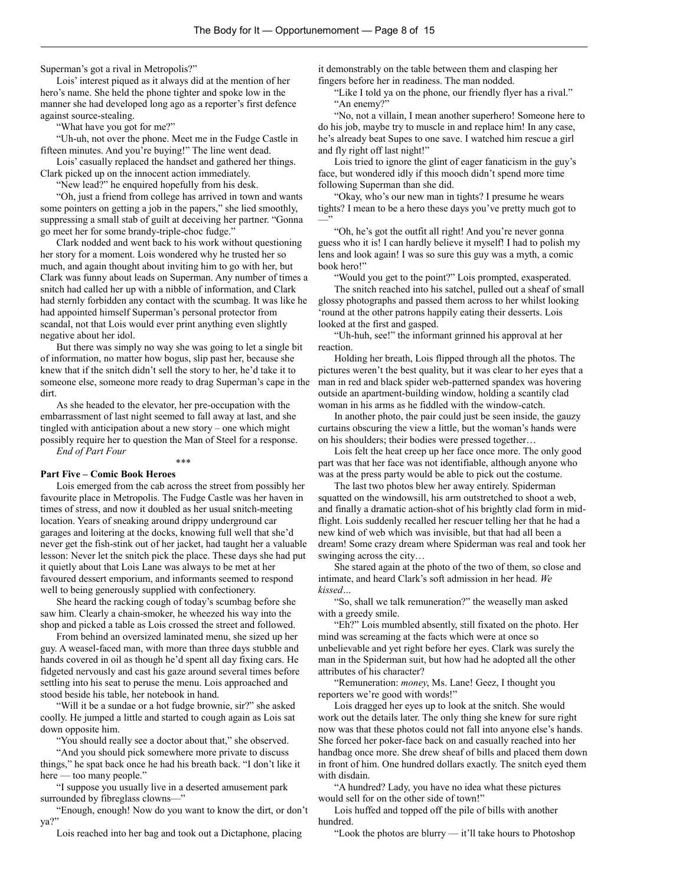Superman's got a rival in Metropolis?"

Lois' interest piqued as it always did at the mention of her hero's name. She held the phone tighter and spoke low in the manner she had developed long ago as a reporter's first defence against source-stealing.

"What have you got for me?"

"Uh-uh, not over the phone. Meet me in the Fudge Castle in fifteen minutes. And you're buying!" The line went dead.

Lois' casually replaced the handset and gathered her things. Clark picked up on the innocent action immediately.

"New lead?" he enquired hopefully from his desk.

"Oh, just a friend from college has arrived in town and wants some pointers on getting a job in the papers," she lied smoothly, suppressing a small stab of guilt at deceiving her partner. "Gonna go meet her for some brandy-triple-choc fudge."

Clark nodded and went back to his work without questioning her story for a moment. Lois wondered why he trusted her so much, and again thought about inviting him to go with her, but Clark was funny about leads on Superman. Any number of times a snitch had called her up with a nibble of information, and Clark had sternly forbidden any contact with the scumbag. It was like he had appointed himself Superman's personal protector from scandal, not that Lois would ever print anything even slightly negative about her idol.

But there was simply no way she was going to let a single bit of information, no matter how bogus, slip past her, because she knew that if the snitch didn't sell the story to her, he'd take it to someone else, someone more ready to drag Superman's cape in the dirt.

As she headed to the elevator, her pre-occupation with the embarrassment of last night seemed to fall away at last, and she tingled with anticipation about a new story – one which might possibly require her to question the Man of Steel for a response.

*End of Part Four*

\*\*\*

**Part Five – Comic Book Heroes**

Lois emerged from the cab across the street from possibly her favourite place in Metropolis. The Fudge Castle was her haven in times of stress, and now it doubled as her usual snitch-meeting location. Years of sneaking around drippy underground car garages and loitering at the docks, knowing full well that she'd never get the fish-stink out of her jacket, had taught her a valuable lesson: Never let the snitch pick the place. These days she had put it quietly about that Lois Lane was always to be met at her favoured dessert emporium, and informants seemed to respond well to being generously supplied with confectionery.

She heard the racking cough of today's scumbag before she saw him. Clearly a chain-smoker, he wheezed his way into the shop and picked a table as Lois crossed the street and followed.

From behind an oversized laminated menu, she sized up her guy. A weasel-faced man, with more than three days stubble and hands covered in oil as though he'd spent all day fixing cars. He fidgeted nervously and cast his gaze around several times before settling into his seat to peruse the menu. Lois approached and stood beside his table, her notebook in hand.

"Will it be a sundae or a hot fudge brownie, sir?" she asked coolly. He jumped a little and started to cough again as Lois sat down opposite him.

"You should really see a doctor about that," she observed.

"And you should pick somewhere more private to discuss things," he spat back once he had his breath back. "I don't like it here — too many people."

"I suppose you usually live in a deserted amusement park surrounded by fibreglass clowns—"

"Enough, enough! Now do you want to know the dirt, or don't ya?"

Lois reached into her bag and took out a Dictaphone, placing it demonstrably on the table between them and clasping her fingers before her in readiness. The man nodded.

"Like I told ya on the phone, our friendly flyer has a rival."

"An enemy?"

"No, not a villain, I mean another superhero! Someone here to do his job, maybe try to muscle in and replace him! In any case, he's already beat Supes to one save. I watched him rescue a girl and fly right off last night!"

Lois tried to ignore the glint of eager fanaticism in the guy's face, but wondered idly if this mooch didn't spend more time following Superman than she did.

"Okay, who's our new man in tights? I presume he wears tights? I mean to be a hero these days you've pretty much got to —"

"Oh, he's got the outfit all right! And you're never gonna guess who it is! I can hardly believe it myself! I had to polish my lens and look again! I was so sure this guy was a myth, a comic book hero!"

"Would you get to the point?" Lois prompted, exasperated.

The snitch reached into his satchel, pulled out a sheaf of small glossy photographs and passed them across to her whilst looking 'round at the other patrons happily eating their desserts. Lois looked at the first and gasped.

"Uh-huh, see!" the informant grinned his approval at her reaction.

Holding her breath, Lois flipped through all the photos. The pictures weren't the best quality, but it was clear to her eyes that a man in red and black spider web-patterned spandex was hovering outside an apartment-building window, holding a scantily clad woman in his arms as he fiddled with the window-catch.

In another photo, the pair could just be seen inside, the gauzy curtains obscuring the view a little, but the woman's hands were on his shoulders; their bodies were pressed together…

Lois felt the heat creep up her face once more. The only good part was that her face was not identifiable, although anyone who was at the press party would be able to pick out the costume.

The last two photos blew her away entirely. Spiderman squatted on the windowsill, his arm outstretched to shoot a web, and finally a dramatic action-shot of his brightly clad form in mid-flight. Lois suddenly recalled her rescuer telling her that he had a new kind of web which was invisible, but that had all been a dream! Some crazy dream where Spiderman was real and took her swinging across the city…

She stared again at the photo of the two of them, so close and intimate, and heard Clark's soft admission in her head. *We kissed…*

"So, shall we talk remuneration?" the weaselly man asked with a greedy smile.

"Eh?" Lois mumbled absently, still fixated on the photo. Her mind was screaming at the facts which were at once so unbelievable and yet right before her eyes. Clark was surely the man in the Spiderman suit, but how had he adopted all the other attributes of his character?

"Remuneration: *money*, Ms. Lane! Geez, I thought you reporters we're good with words!"

Lois dragged her eyes up to look at the snitch. She would work out the details later. The only thing she knew for sure right now was that these photos could not fall into anyone else's hands. She forced her poker-face back on and casually reached into her handbag once more. She drew sheaf of bills and placed them down in front of him. One hundred dollars exactly. The snitch eyed them with disdain.

"A hundred? Lady, you have no idea what these pictures would sell for on the other side of town!"

Lois huffed and topped off the pile of bills with another hundred.

"Look the photos are blurry — it'll take hours to Photoshop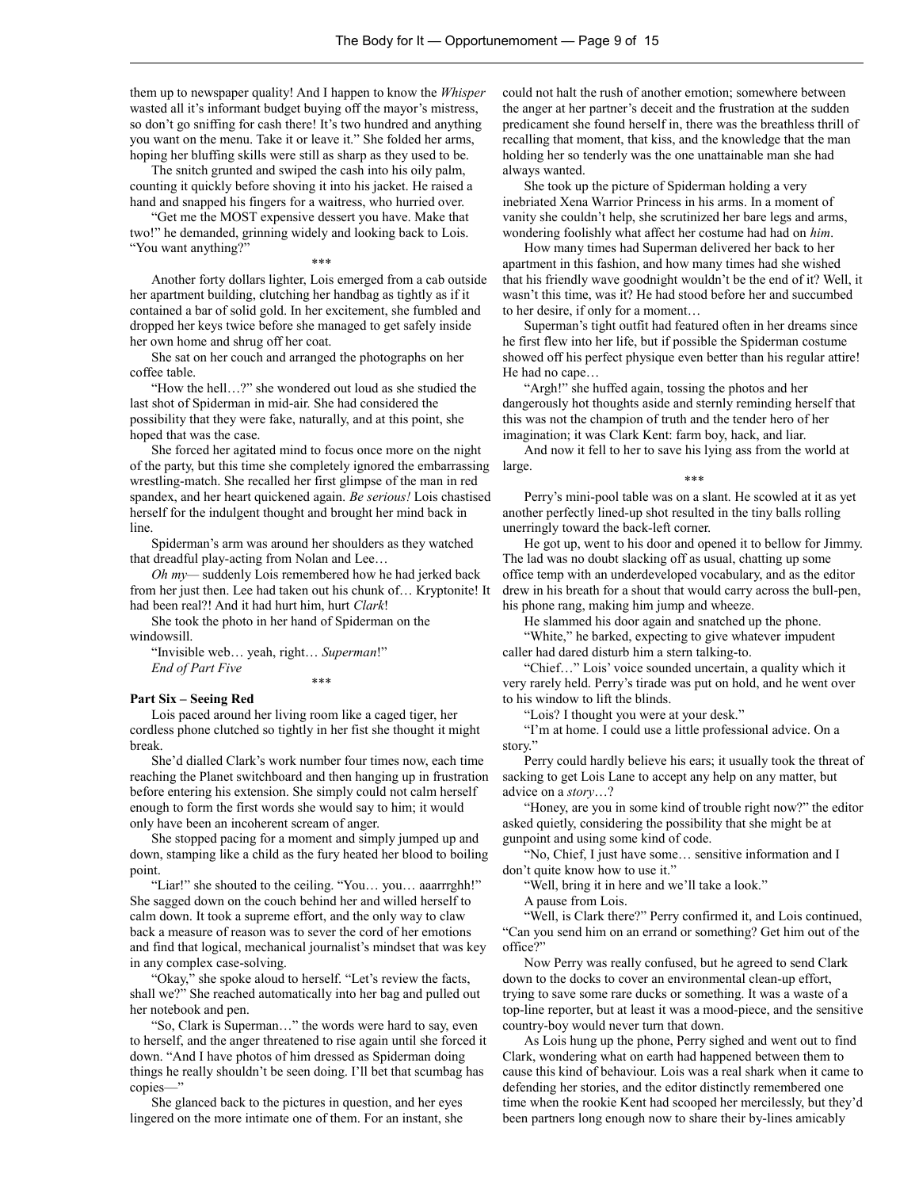them up to newspaper quality! And I happen to know the *Whisper* wasted all it's informant budget buying off the mayor's mistress, so don't go sniffing for cash there! It's two hundred and anything you want on the menu. Take it or leave it." She folded her arms, hoping her bluffing skills were still as sharp as they used to be.

The snitch grunted and swiped the cash into his oily palm, counting it quickly before shoving it into his jacket. He raised a hand and snapped his fingers for a waitress, who hurried over.

"Get me the MOST expensive dessert you have. Make that two!" he demanded, grinning widely and looking back to Lois. "You want anything?"

\*\*\*

Another forty dollars lighter, Lois emerged from a cab outside her apartment building, clutching her handbag as tightly as if it contained a bar of solid gold. In her excitement, she fumbled and dropped her keys twice before she managed to get safely inside her own home and shrug off her coat.

She sat on her couch and arranged the photographs on her coffee table.

"How the hell…?" she wondered out loud as she studied the last shot of Spiderman in mid-air. She had considered the possibility that they were fake, naturally, and at this point, she hoped that was the case.

She forced her agitated mind to focus once more on the night of the party, but this time she completely ignored the embarrassing wrestling-match. She recalled her first glimpse of the man in red spandex, and her heart quickened again. *Be serious!* Lois chastised herself for the indulgent thought and brought her mind back in line.

Spiderman's arm was around her shoulders as they watched that dreadful play-acting from Nolan and Lee…

*Oh my*— suddenly Lois remembered how he had jerked back from her just then. Lee had taken out his chunk of… Kryptonite! It had been real?! And it had hurt him, hurt *Clark*!

She took the photo in her hand of Spiderman on the windowsill.

"Invisible web… yeah, right… *Superman*!"

*End of Part Five*

\*\*\*

**Part Six – Seeing Red**

Lois paced around her living room like a caged tiger, her cordless phone clutched so tightly in her fist she thought it might break.

She'd dialled Clark's work number four times now, each time reaching the Planet switchboard and then hanging up in frustration before entering his extension. She simply could not calm herself enough to form the first words she would say to him; it would only have been an incoherent scream of anger.

She stopped pacing for a moment and simply jumped up and down, stamping like a child as the fury heated her blood to boiling point.

"Liar!" she shouted to the ceiling. "You… you… aaarrrghh!" She sagged down on the couch behind her and willed herself to calm down. It took a supreme effort, and the only way to claw back a measure of reason was to sever the cord of her emotions and find that logical, mechanical journalist's mindset that was key in any complex case-solving.

"Okay," she spoke aloud to herself. "Let's review the facts, shall we?" She reached automatically into her bag and pulled out her notebook and pen.

"So, Clark is Superman…" the words were hard to say, even to herself, and the anger threatened to rise again until she forced it down. "And I have photos of him dressed as Spiderman doing things he really shouldn't be seen doing. I'll bet that scumbag has copies—"

She glanced back to the pictures in question, and her eyes lingered on the more intimate one of them. For an instant, she could not halt the rush of another emotion; somewhere between the anger at her partner's deceit and the frustration at the sudden predicament she found herself in, there was the breathless thrill of recalling that moment, that kiss, and the knowledge that the man holding her so tenderly was the one unattainable man she had always wanted.

She took up the picture of Spiderman holding a very inebriated Xena Warrior Princess in his arms. In a moment of vanity she couldn't help, she scrutinized her bare legs and arms, wondering foolishly what affect her costume had had on *him*.

How many times had Superman delivered her back to her apartment in this fashion, and how many times had she wished that his friendly wave goodnight wouldn't be the end of it? Well, it wasn't this time, was it? He had stood before her and succumbed to her desire, if only for a moment…

Superman's tight outfit had featured often in her dreams since he first flew into her life, but if possible the Spiderman costume showed off his perfect physique even better than his regular attire! He had no cape…

"Argh!" she huffed again, tossing the photos and her dangerously hot thoughts aside and sternly reminding herself that this was not the champion of truth and the tender hero of her imagination; it was Clark Kent: farm boy, hack, and liar.

And now it fell to her to save his lying ass from the world at large.

\*\*\*

Perry's mini-pool table was on a slant. He scowled at it as yet another perfectly lined-up shot resulted in the tiny balls rolling unerringly toward the back-left corner.

He got up, went to his door and opened it to bellow for Jimmy. The lad was no doubt slacking off as usual, chatting up some office temp with an underdeveloped vocabulary, and as the editor drew in his breath for a shout that would carry across the bull-pen, his phone rang, making him jump and wheeze.

He slammed his door again and snatched up the phone.

"White," he barked, expecting to give whatever impudent caller had dared disturb him a stern talking-to.

"Chief…" Lois' voice sounded uncertain, a quality which it very rarely held. Perry's tirade was put on hold, and he went over to his window to lift the blinds.

"Lois? I thought you were at your desk."

"I'm at home. I could use a little professional advice. On a story."

Perry could hardly believe his ears; it usually took the threat of sacking to get Lois Lane to accept any help on any matter, but advice on a *story*…?

"Honey, are you in some kind of trouble right now?" the editor asked quietly, considering the possibility that she might be at gunpoint and using some kind of code.

"No, Chief, I just have some… sensitive information and I don't quite know how to use it."

"Well, bring it in here and we'll take a look."

A pause from Lois.

"Well, is Clark there?" Perry confirmed it, and Lois continued, "Can you send him on an errand or something? Get him out of the office?"

Now Perry was really confused, but he agreed to send Clark down to the docks to cover an environmental clean-up effort, trying to save some rare ducks or something. It was a waste of a top-line reporter, but at least it was a mood-piece, and the sensitive country-boy would never turn that down.

As Lois hung up the phone, Perry sighed and went out to find Clark, wondering what on earth had happened between them to cause this kind of behaviour. Lois was a real shark when it came to defending her stories, and the editor distinctly remembered one time when the rookie Kent had scooped her mercilessly, but they'd been partners long enough now to share their by-lines amicably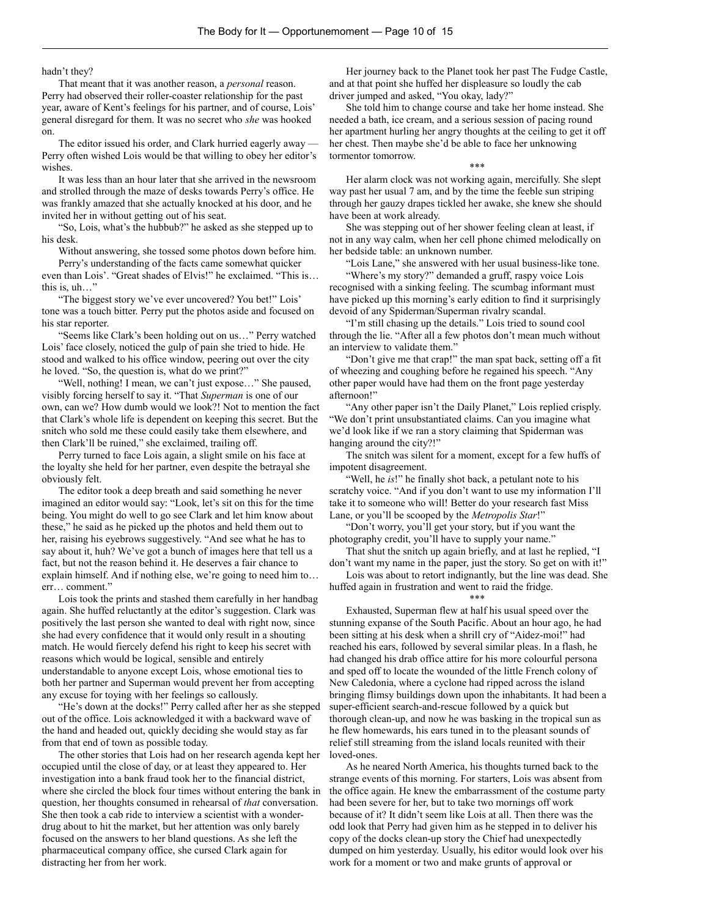hadn't they?

That meant that it was another reason, a *personal* reason. Perry had observed their roller-coaster relationship for the past year, aware of Kent's feelings for his partner, and of course, Lois' general disregard for them. It was no secret who *she* was hooked on.

The editor issued his order, and Clark hurried eagerly away — Perry often wished Lois would be that willing to obey her editor's wishes.

It was less than an hour later that she arrived in the newsroom and strolled through the maze of desks towards Perry's office. He was frankly amazed that she actually knocked at his door, and he invited her in without getting out of his seat.

"So, Lois, what's the hubbub?" he asked as she stepped up to his desk.

Without answering, she tossed some photos down before him.

Perry's understanding of the facts came somewhat quicker even than Lois'. "Great shades of Elvis!" he exclaimed. "This is… this is, uh…"

"The biggest story we've ever uncovered? You bet!" Lois' tone was a touch bitter. Perry put the photos aside and focused on his star reporter.

"Seems like Clark's been holding out on us…" Perry watched Lois' face closely, noticed the gulp of pain she tried to hide. He stood and walked to his office window, peering out over the city he loved. "So, the question is, what do we print?"

"Well, nothing! I mean, we can't just expose…" She paused, visibly forcing herself to say it. "That *Superman* is one of our own, can we? How dumb would we look?! Not to mention the fact that Clark's whole life is dependent on keeping this secret. But the snitch who sold me these could easily take them elsewhere, and then Clark'll be ruined," she exclaimed, trailing off.

Perry turned to face Lois again, a slight smile on his face at the loyalty she held for her partner, even despite the betrayal she obviously felt.

The editor took a deep breath and said something he never imagined an editor would say: "Look, let's sit on this for the time being. You might do well to go see Clark and let him know about these," he said as he picked up the photos and held them out to her, raising his eyebrows suggestively. "And see what he has to say about it, huh? We've got a bunch of images here that tell us a fact, but not the reason behind it. He deserves a fair chance to explain himself. And if nothing else, we're going to need him to… err… comment."

Lois took the prints and stashed them carefully in her handbag again. She huffed reluctantly at the editor's suggestion. Clark was positively the last person she wanted to deal with right now, since she had every confidence that it would only result in a shouting match. He would fiercely defend his right to keep his secret with reasons which would be logical, sensible and entirely understandable to anyone except Lois, whose emotional ties to both her partner and Superman would prevent her from accepting any excuse for toying with her feelings so callously.

"He's down at the docks!" Perry called after her as she stepped out of the office. Lois acknowledged it with a backward wave of the hand and headed out, quickly deciding she would stay as far from that end of town as possible today.

The other stories that Lois had on her research agenda kept her occupied until the close of day, or at least they appeared to. Her investigation into a bank fraud took her to the financial district, where she circled the block four times without entering the bank in question, her thoughts consumed in rehearsal of *that* conversation. She then took a cab ride to interview a scientist with a wonder-drug about to hit the market, but her attention was only barely focused on the answers to her bland questions. As she left the pharmaceutical company office, she cursed Clark again for distracting her from her work.

Her journey back to the Planet took her past The Fudge Castle, and at that point she huffed her displeasure so loudly the cab driver jumped and asked, "You okay, lady?"

She told him to change course and take her home instead. She needed a bath, ice cream, and a serious session of pacing round her apartment hurling her angry thoughts at the ceiling to get it off her chest. Then maybe she'd be able to face her unknowing tormentor tomorrow.

\*\*\*

Her alarm clock was not working again, mercifully. She slept way past her usual 7 am, and by the time the feeble sun striping through her gauzy drapes tickled her awake, she knew she should have been at work already.

She was stepping out of her shower feeling clean at least, if not in any way calm, when her cell phone chimed melodically on her bedside table: an unknown number.

"Lois Lane," she answered with her usual business-like tone.

"Where's my story?" demanded a gruff, raspy voice Lois recognised with a sinking feeling. The scumbag informant must have picked up this morning's early edition to find it surprisingly devoid of any Spiderman/Superman rivalry scandal.

"I'm still chasing up the details." Lois tried to sound cool through the lie. "After all a few photos don't mean much without an interview to validate them."

"Don't give me that crap!" the man spat back, setting off a fit of wheezing and coughing before he regained his speech. "Any other paper would have had them on the front page yesterday afternoon!"

"Any other paper isn't the Daily Planet," Lois replied crisply. "We don't print unsubstantiated claims. Can you imagine what we'd look like if we ran a story claiming that Spiderman was hanging around the city?!"

The snitch was silent for a moment, except for a few huffs of impotent disagreement.

"Well, he *is*!" he finally shot back, a petulant note to his scratchy voice. "And if you don't want to use my information I'll take it to someone who will! Better do your research fast Miss Lane, or you'll be scooped by the *Metropolis Star*!"

"Don't worry, you'll get your story, but if you want the photography credit, you'll have to supply your name."

That shut the snitch up again briefly, and at last he replied, "I don't want my name in the paper, just the story. So get on with it!"

Lois was about to retort indignantly, but the line was dead. She huffed again in frustration and went to raid the fridge.

\*\*\*

Exhausted, Superman flew at half his usual speed over the stunning expanse of the South Pacific. About an hour ago, he had been sitting at his desk when a shrill cry of "Aidez-moi!" had reached his ears, followed by several similar pleas. In a flash, he had changed his drab office attire for his more colourful persona and sped off to locate the wounded of the little French colony of New Caledonia, where a cyclone had ripped across the island bringing flimsy buildings down upon the inhabitants. It had been a super-efficient search-and-rescue followed by a quick but thorough clean-up, and now he was basking in the tropical sun as he flew homewards, his ears tuned in to the pleasant sounds of relief still streaming from the island locals reunited with their loved-ones.

As he neared North America, his thoughts turned back to the strange events of this morning. For starters, Lois was absent from the office again. He knew the embarrassment of the costume party had been severe for her, but to take two mornings off work because of it? It didn't seem like Lois at all. Then there was the odd look that Perry had given him as he stepped in to deliver his copy of the docks clean-up story the Chief had unexpectedly dumped on him yesterday. Usually, his editor would look over his work for a moment or two and make grunts of approval or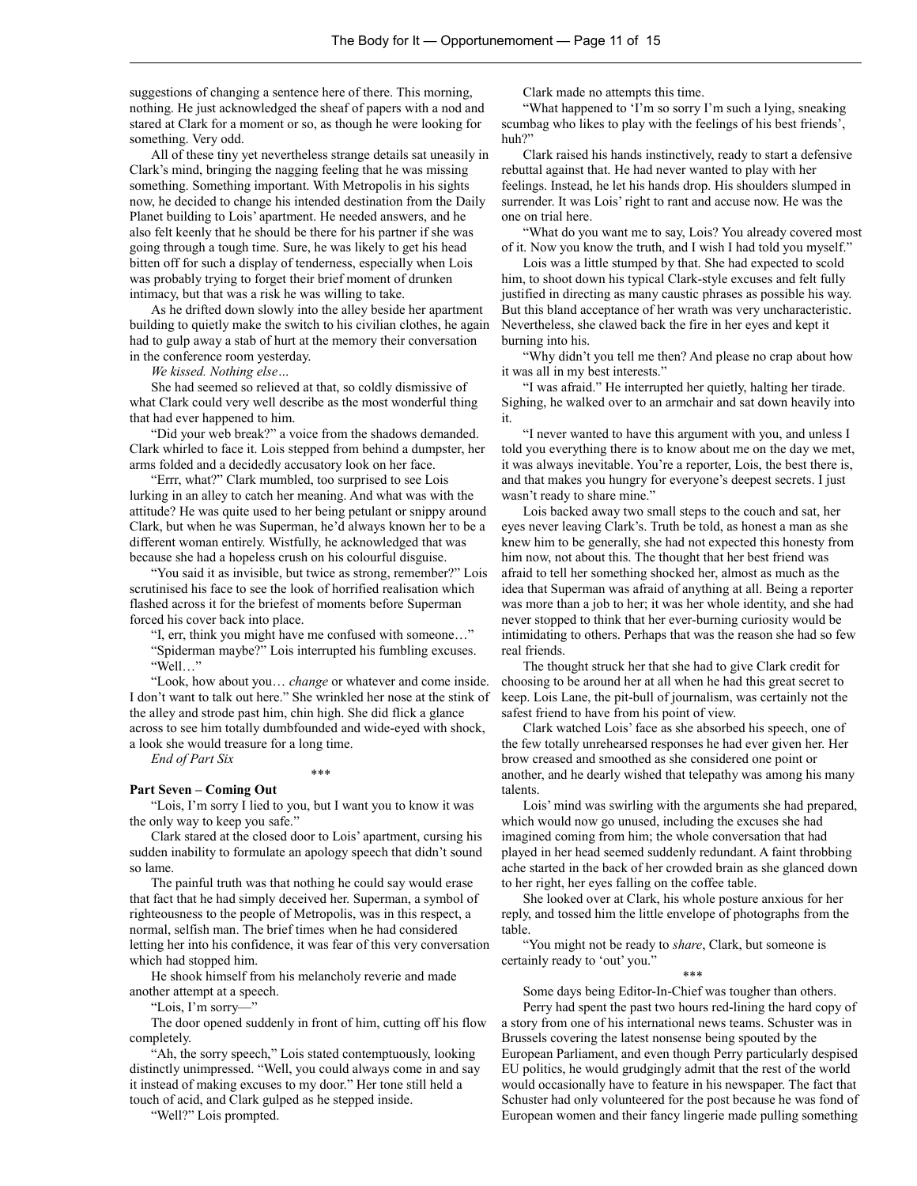suggestions of changing a sentence here of there. This morning, nothing. He just acknowledged the sheaf of papers with a nod and stared at Clark for a moment or so, as though he were looking for something. Very odd.

All of these tiny yet nevertheless strange details sat uneasily in Clark's mind, bringing the nagging feeling that he was missing something. Something important. With Metropolis in his sights now, he decided to change his intended destination from the Daily Planet building to Lois' apartment. He needed answers, and he also felt keenly that he should be there for his partner if she was going through a tough time. Sure, he was likely to get his head bitten off for such a display of tenderness, especially when Lois was probably trying to forget their brief moment of drunken intimacy, but that was a risk he was willing to take.

As he drifted down slowly into the alley beside her apartment building to quietly make the switch to his civilian clothes, he again had to gulp away a stab of hurt at the memory their conversation in the conference room yesterday.

*We kissed. Nothing else…*

She had seemed so relieved at that, so coldly dismissive of what Clark could very well describe as the most wonderful thing that had ever happened to him.

"Did your web break?" a voice from the shadows demanded. Clark whirled to face it. Lois stepped from behind a dumpster, her arms folded and a decidedly accusatory look on her face.

"Errr, what?" Clark mumbled, too surprised to see Lois lurking in an alley to catch her meaning. And what was with the attitude? He was quite used to her being petulant or snippy around Clark, but when he was Superman, he'd always known her to be a different woman entirely. Wistfully, he acknowledged that was because she had a hopeless crush on his colourful disguise.

"You said it as invisible, but twice as strong, remember?" Lois scrutinised his face to see the look of horrified realisation which flashed across it for the briefest of moments before Superman forced his cover back into place.

"I, err, think you might have me confused with someone…"

"Spiderman maybe?" Lois interrupted his fumbling excuses.

"Well…"

"Look, how about you… *change* or whatever and come inside. I don't want to talk out here." She wrinkled her nose at the stink of the alley and strode past him, chin high. She did flick a glance across to see him totally dumbfounded and wide-eyed with shock, a look she would treasure for a long time.

*End of Part Six*

\*\*\*

**Part Seven – Coming Out**

"Lois, I'm sorry I lied to you, but I want you to know it was the only way to keep you safe."

Clark stared at the closed door to Lois' apartment, cursing his sudden inability to formulate an apology speech that didn't sound so lame.

The painful truth was that nothing he could say would erase that fact that he had simply deceived her. Superman, a symbol of righteousness to the people of Metropolis, was in this respect, a normal, selfish man. The brief times when he had considered letting her into his confidence, it was fear of this very conversation which had stopped him.

He shook himself from his melancholy reverie and made another attempt at a speech.

"Lois, I'm sorry—"

The door opened suddenly in front of him, cutting off his flow completely.

"Ah, the sorry speech," Lois stated contemptuously, looking distinctly unimpressed. "Well, you could always come in and say it instead of making excuses to my door." Her tone still held a touch of acid, and Clark gulped as he stepped inside.

"Well?" Lois prompted.

Clark made no attempts this time.

"What happened to 'I'm so sorry I'm such a lying, sneaking scumbag who likes to play with the feelings of his best friends', huh?"

Clark raised his hands instinctively, ready to start a defensive rebuttal against that. He had never wanted to play with her feelings. Instead, he let his hands drop. His shoulders slumped in surrender. It was Lois' right to rant and accuse now. He was the one on trial here.

"What do you want me to say, Lois? You already covered most of it. Now you know the truth, and I wish I had told you myself."

Lois was a little stumped by that. She had expected to scold him, to shoot down his typical Clark-style excuses and felt fully justified in directing as many caustic phrases as possible his way. But this bland acceptance of her wrath was very uncharacteristic. Nevertheless, she clawed back the fire in her eyes and kept it burning into his.

"Why didn't you tell me then? And please no crap about how it was all in my best interests."

"I was afraid." He interrupted her quietly, halting her tirade. Sighing, he walked over to an armchair and sat down heavily into it.

"I never wanted to have this argument with you, and unless I told you everything there is to know about me on the day we met, it was always inevitable. You're a reporter, Lois, the best there is, and that makes you hungry for everyone's deepest secrets. I just wasn't ready to share mine."

Lois backed away two small steps to the couch and sat, her eyes never leaving Clark's. Truth be told, as honest a man as she knew him to be generally, she had not expected this honesty from him now, not about this. The thought that her best friend was afraid to tell her something shocked her, almost as much as the idea that Superman was afraid of anything at all. Being a reporter was more than a job to her; it was her whole identity, and she had never stopped to think that her ever-burning curiosity would be intimidating to others. Perhaps that was the reason she had so few real friends.

The thought struck her that she had to give Clark credit for choosing to be around her at all when he had this great secret to keep. Lois Lane, the pit-bull of journalism, was certainly not the safest friend to have from his point of view.

Clark watched Lois' face as she absorbed his speech, one of the few totally unrehearsed responses he had ever given her. Her brow creased and smoothed as she considered one point or another, and he dearly wished that telepathy was among his many talents.

Lois' mind was swirling with the arguments she had prepared, which would now go unused, including the excuses she had imagined coming from him; the whole conversation that had played in her head seemed suddenly redundant. A faint throbbing ache started in the back of her crowded brain as she glanced down to her right, her eyes falling on the coffee table.

She looked over at Clark, his whole posture anxious for her reply, and tossed him the little envelope of photographs from the table.

"You might not be ready to *share*, Clark, but someone is certainly ready to 'out' you."

\*\*\*

Some days being Editor-In-Chief was tougher than others.

Perry had spent the past two hours red-lining the hard copy of a story from one of his international news teams. Schuster was in Brussels covering the latest nonsense being spouted by the European Parliament, and even though Perry particularly despised EU politics, he would grudgingly admit that the rest of the world would occasionally have to feature in his newspaper. The fact that Schuster had only volunteered for the post because he was fond of European women and their fancy lingerie made pulling something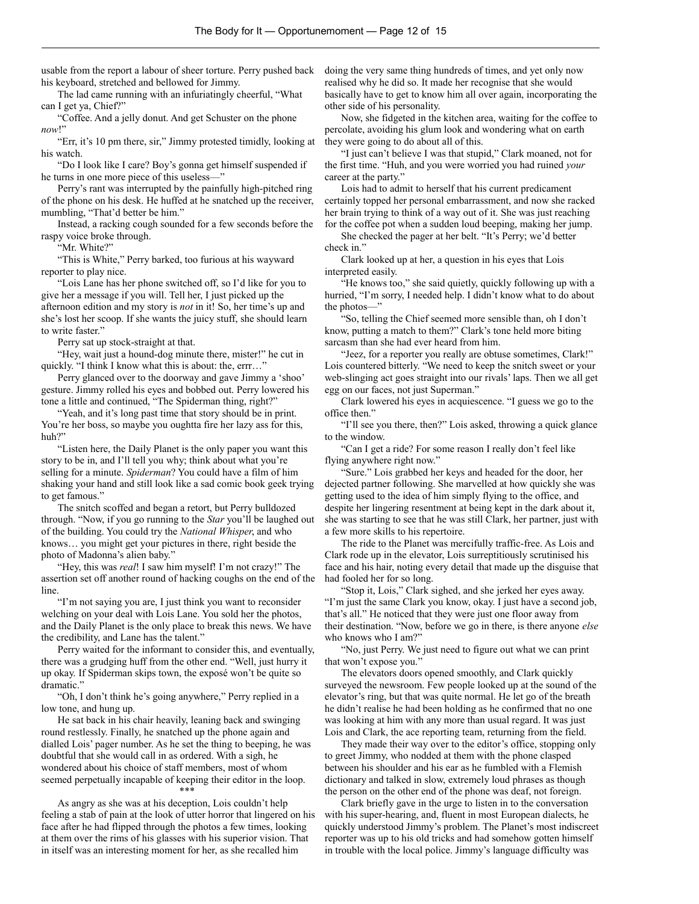usable from the report a labour of sheer torture. Perry pushed back his keyboard, stretched and bellowed for Jimmy.

The lad came running with an infuriatingly cheerful, "What can I get ya, Chief?"

"Coffee. And a jelly donut. And get Schuster on the phone *now*!"

"Err, it's 10 pm there, sir," Jimmy protested timidly, looking at his watch.

"Do I look like I care? Boy's gonna get himself suspended if he turns in one more piece of this useless—"

Perry's rant was interrupted by the painfully high-pitched ring of the phone on his desk. He huffed at he snatched up the receiver, mumbling, "That'd better be him."

Instead, a racking cough sounded for a few seconds before the raspy voice broke through.

"Mr. White?"

"This is White," Perry barked, too furious at his wayward reporter to play nice.

"Lois Lane has her phone switched off, so I'd like for you to give her a message if you will. Tell her, I just picked up the afternoon edition and my story is *not* in it! So, her time's up and she's lost her scoop. If she wants the juicy stuff, she should learn to write faster."

Perry sat up stock-straight at that.

"Hey, wait just a hound-dog minute there, mister!" he cut in quickly. "I think I know what this is about: the, errr…"

Perry glanced over to the doorway and gave Jimmy a 'shoo' gesture. Jimmy rolled his eyes and bobbed out. Perry lowered his tone a little and continued, "The Spiderman thing, right?"

"Yeah, and it's long past time that story should be in print. You're her boss, so maybe you oughtta fire her lazy ass for this, huh?"

"Listen here, the Daily Planet is the only paper you want this story to be in, and I'll tell you why; think about what you're selling for a minute. *Spiderman*? You could have a film of him shaking your hand and still look like a sad comic book geek trying to get famous."

The snitch scoffed and began a retort, but Perry bulldozed through. "Now, if you go running to the *Star* you'll be laughed out of the building. You could try the *National Whisper*, and who knows… you might get your pictures in there, right beside the photo of Madonna's alien baby."

"Hey, this was *real*! I saw him myself! I'm not crazy!" The assertion set off another round of hacking coughs on the end of the line.

"I'm not saying you are, I just think you want to reconsider welching on your deal with Lois Lane. You sold her the photos, and the Daily Planet is the only place to break this news. We have the credibility, and Lane has the talent."

Perry waited for the informant to consider this, and eventually, there was a grudging huff from the other end. "Well, just hurry it up okay. If Spiderman skips town, the exposé won't be quite so dramatic."

"Oh, I don't think he's going anywhere," Perry replied in a low tone, and hung up.

He sat back in his chair heavily, leaning back and swinging round restlessly. Finally, he snatched up the phone again and dialled Lois' pager number. As he set the thing to beeping, he was doubtful that she would call in as ordered. With a sigh, he wondered about his choice of staff members, most of whom seemed perpetually incapable of keeping their editor in the loop.

\*\*\*

As angry as she was at his deception, Lois couldn't help feeling a stab of pain at the look of utter horror that lingered on his face after he had flipped through the photos a few times, looking at them over the rims of his glasses with his superior vision. That in itself was an interesting moment for her, as she recalled him doing the very same thing hundreds of times, and yet only now realised why he did so. It made her recognise that she would basically have to get to know him all over again, incorporating the other side of his personality.

Now, she fidgeted in the kitchen area, waiting for the coffee to percolate, avoiding his glum look and wondering what on earth they were going to do about all of this.

"I just can't believe I was that stupid," Clark moaned, not for the first time. "Huh, and you were worried you had ruined *your* career at the party."

Lois had to admit to herself that his current predicament certainly topped her personal embarrassment, and now she racked her brain trying to think of a way out of it. She was just reaching for the coffee pot when a sudden loud beeping, making her jump.

She checked the pager at her belt. "It's Perry; we'd better check in."

Clark looked up at her, a question in his eyes that Lois interpreted easily.

"He knows too," she said quietly, quickly following up with a hurried, "I'm sorry, I needed help. I didn't know what to do about the photos—"

"So, telling the Chief seemed more sensible than, oh I don't know, putting a match to them?" Clark's tone held more biting sarcasm than she had ever heard from him.

"Jeez, for a reporter you really are obtuse sometimes, Clark!" Lois countered bitterly. "We need to keep the snitch sweet or your web-slinging act goes straight into our rivals' laps. Then we all get egg on our faces, not just Superman."

Clark lowered his eyes in acquiescence. "I guess we go to the office then."

"I'll see you there, then?" Lois asked, throwing a quick glance to the window.

"Can I get a ride? For some reason I really don't feel like flying anywhere right now."

"Sure." Lois grabbed her keys and headed for the door, her dejected partner following. She marvelled at how quickly she was getting used to the idea of him simply flying to the office, and despite her lingering resentment at being kept in the dark about it, she was starting to see that he was still Clark, her partner, just with a few more skills to his repertoire.

The ride to the Planet was mercifully traffic-free. As Lois and Clark rode up in the elevator, Lois surreptitiously scrutinised his face and his hair, noting every detail that made up the disguise that had fooled her for so long.

"Stop it, Lois," Clark sighed, and she jerked her eyes away. "I'm just the same Clark you know, okay. I just have a second job, that's all." He noticed that they were just one floor away from their destination. "Now, before we go in there, is there anyone *else* who knows who I am?"

"No, just Perry. We just need to figure out what we can print that won't expose you."

The elevators doors opened smoothly, and Clark quickly surveyed the newsroom. Few people looked up at the sound of the elevator's ring, but that was quite normal. He let go of the breath he didn't realise he had been holding as he confirmed that no one was looking at him with any more than usual regard. It was just Lois and Clark, the ace reporting team, returning from the field.

They made their way over to the editor's office, stopping only to greet Jimmy, who nodded at them with the phone clasped between his shoulder and his ear as he fumbled with a Flemish dictionary and talked in slow, extremely loud phrases as though the person on the other end of the phone was deaf, not foreign.

Clark briefly gave in the urge to listen in to the conversation with his super-hearing, and, fluent in most European dialects, he quickly understood Jimmy's problem. The Planet's most indiscreet reporter was up to his old tricks and had somehow gotten himself in trouble with the local police. Jimmy's language difficulty was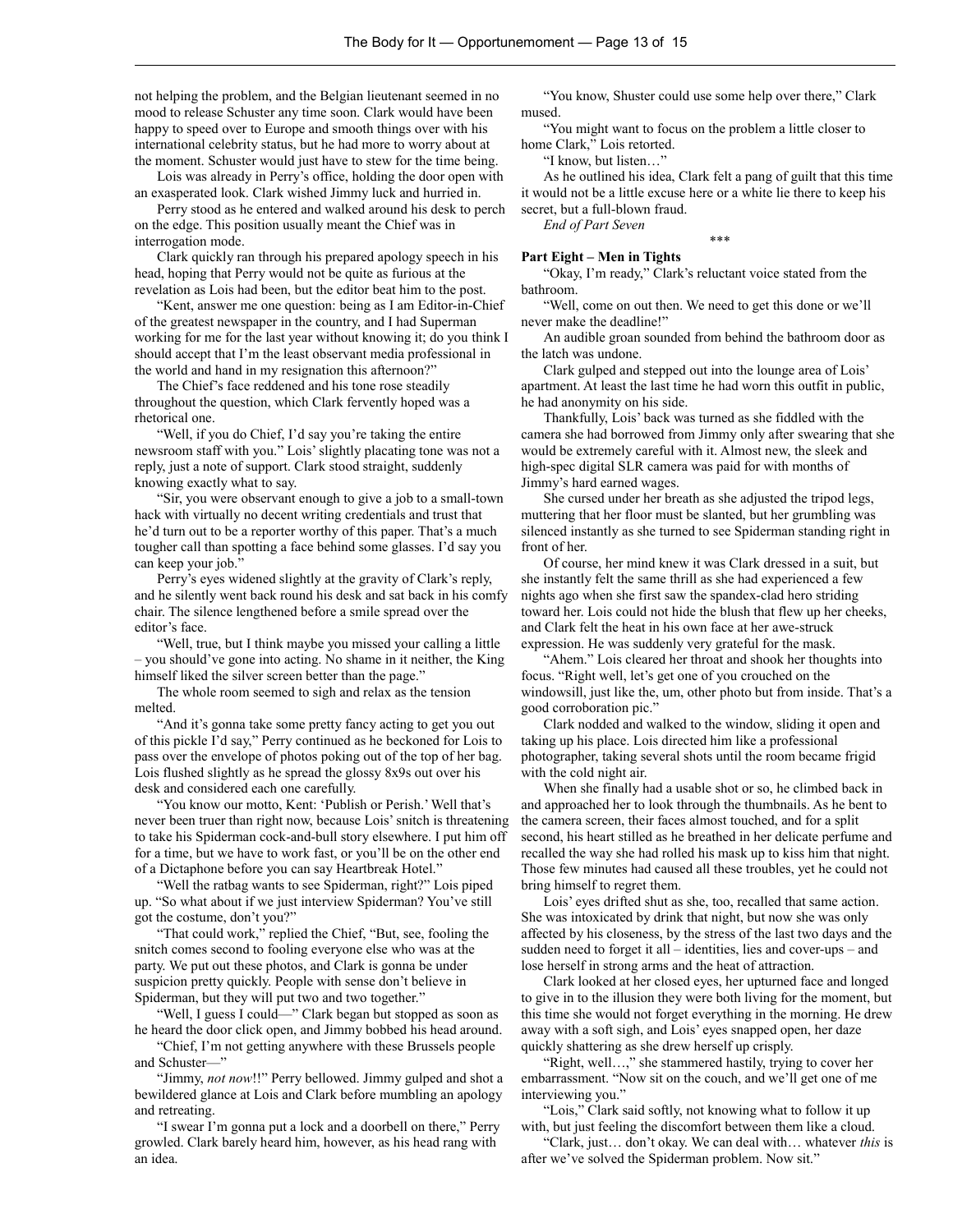not helping the problem, and the Belgian lieutenant seemed in no mood to release Schuster any time soon. Clark would have been happy to speed over to Europe and smooth things over with his international celebrity status, but he had more to worry about at the moment. Schuster would just have to stew for the time being.

Lois was already in Perry's office, holding the door open with an exasperated look. Clark wished Jimmy luck and hurried in.

Perry stood as he entered and walked around his desk to perch on the edge. This position usually meant the Chief was in interrogation mode.

Clark quickly ran through his prepared apology speech in his head, hoping that Perry would not be quite as furious at the revelation as Lois had been, but the editor beat him to the post.

"Kent, answer me one question: being as I am Editor-in-Chief of the greatest newspaper in the country, and I had Superman working for me for the last year without knowing it; do you think I should accept that I'm the least observant media professional in the world and hand in my resignation this afternoon?"

The Chief's face reddened and his tone rose steadily throughout the question, which Clark fervently hoped was a rhetorical one.

"Well, if you do Chief, I'd say you're taking the entire newsroom staff with you." Lois' slightly placating tone was not a reply, just a note of support. Clark stood straight, suddenly knowing exactly what to say.

"Sir, you were observant enough to give a job to a small-town hack with virtually no decent writing credentials and trust that he'd turn out to be a reporter worthy of this paper. That's a much tougher call than spotting a face behind some glasses. I'd say you can keep your job."

Perry's eyes widened slightly at the gravity of Clark's reply, and he silently went back round his desk and sat back in his comfy chair. The silence lengthened before a smile spread over the editor's face.

"Well, true, but I think maybe you missed your calling a little – you should've gone into acting. No shame in it neither, the King himself liked the silver screen better than the page."

The whole room seemed to sigh and relax as the tension melted.

"And it's gonna take some pretty fancy acting to get you out of this pickle I'd say," Perry continued as he beckoned for Lois to pass over the envelope of photos poking out of the top of her bag. Lois flushed slightly as he spread the glossy 8x9s out over his desk and considered each one carefully.

"You know our motto, Kent: 'Publish or Perish.' Well that's never been truer than right now, because Lois' snitch is threatening to take his Spiderman cock-and-bull story elsewhere. I put him off for a time, but we have to work fast, or you'll be on the other end of a Dictaphone before you can say Heartbreak Hotel."

"Well the ratbag wants to see Spiderman, right?" Lois piped up. "So what about if we just interview Spiderman? You've still got the costume, don't you?"

"That could work," replied the Chief, "But, see, fooling the snitch comes second to fooling everyone else who was at the party. We put out these photos, and Clark is gonna be under suspicion pretty quickly. People with sense don't believe in Spiderman, but they will put two and two together."

"Well, I guess I could—" Clark began but stopped as soon as he heard the door click open, and Jimmy bobbed his head around.

"Chief, I'm not getting anywhere with these Brussels people and Schuster—"

"Jimmy, *not now*!!" Perry bellowed. Jimmy gulped and shot a bewildered glance at Lois and Clark before mumbling an apology and retreating.

"I swear I'm gonna put a lock and a doorbell on there," Perry growled. Clark barely heard him, however, as his head rang with an idea.

"You know, Shuster could use some help over there," Clark mused.

"You might want to focus on the problem a little closer to home Clark," Lois retorted.

"I know, but listen…"

As he outlined his idea, Clark felt a pang of guilt that this time it would not be a little excuse here or a white lie there to keep his secret, but a full-blown fraud.

*End of Part Seven*

\*\*\*

**Part Eight – Men in Tights**

"Okay, I'm ready," Clark's reluctant voice stated from the bathroom.

"Well, come on out then. We need to get this done or we'll never make the deadline!"

An audible groan sounded from behind the bathroom door as the latch was undone.

Clark gulped and stepped out into the lounge area of Lois' apartment. At least the last time he had worn this outfit in public, he had anonymity on his side.

Thankfully, Lois' back was turned as she fiddled with the camera she had borrowed from Jimmy only after swearing that she would be extremely careful with it. Almost new, the sleek and high-spec digital SLR camera was paid for with months of Jimmy's hard earned wages.

She cursed under her breath as she adjusted the tripod legs, muttering that her floor must be slanted, but her grumbling was silenced instantly as she turned to see Spiderman standing right in front of her.

Of course, her mind knew it was Clark dressed in a suit, but she instantly felt the same thrill as she had experienced a few nights ago when she first saw the spandex-clad hero striding toward her. Lois could not hide the blush that flew up her cheeks, and Clark felt the heat in his own face at her awe-struck expression. He was suddenly very grateful for the mask.

"Ahem." Lois cleared her throat and shook her thoughts into focus. "Right well, let's get one of you crouched on the windowsill, just like the, um, other photo but from inside. That's a good corroboration pic."

Clark nodded and walked to the window, sliding it open and taking up his place. Lois directed him like a professional photographer, taking several shots until the room became frigid with the cold night air.

When she finally had a usable shot or so, he climbed back in and approached her to look through the thumbnails. As he bent to the camera screen, their faces almost touched, and for a split second, his heart stilled as he breathed in her delicate perfume and recalled the way she had rolled his mask up to kiss him that night. Those few minutes had caused all these troubles, yet he could not bring himself to regret them.

Lois' eyes drifted shut as she, too, recalled that same action. She was intoxicated by drink that night, but now she was only affected by his closeness, by the stress of the last two days and the sudden need to forget it all – identities, lies and cover-ups – and lose herself in strong arms and the heat of attraction.

Clark looked at her closed eyes, her upturned face and longed to give in to the illusion they were both living for the moment, but this time she would not forget everything in the morning. He drew away with a soft sigh, and Lois' eyes snapped open, her daze quickly shattering as she drew herself up crisply.

"Right, well…," she stammered hastily, trying to cover her embarrassment. "Now sit on the couch, and we'll get one of me interviewing you."

"Lois," Clark said softly, not knowing what to follow it up with, but just feeling the discomfort between them like a cloud.

"Clark, just… don't okay. We can deal with… whatever *this* is after we've solved the Spiderman problem. Now sit."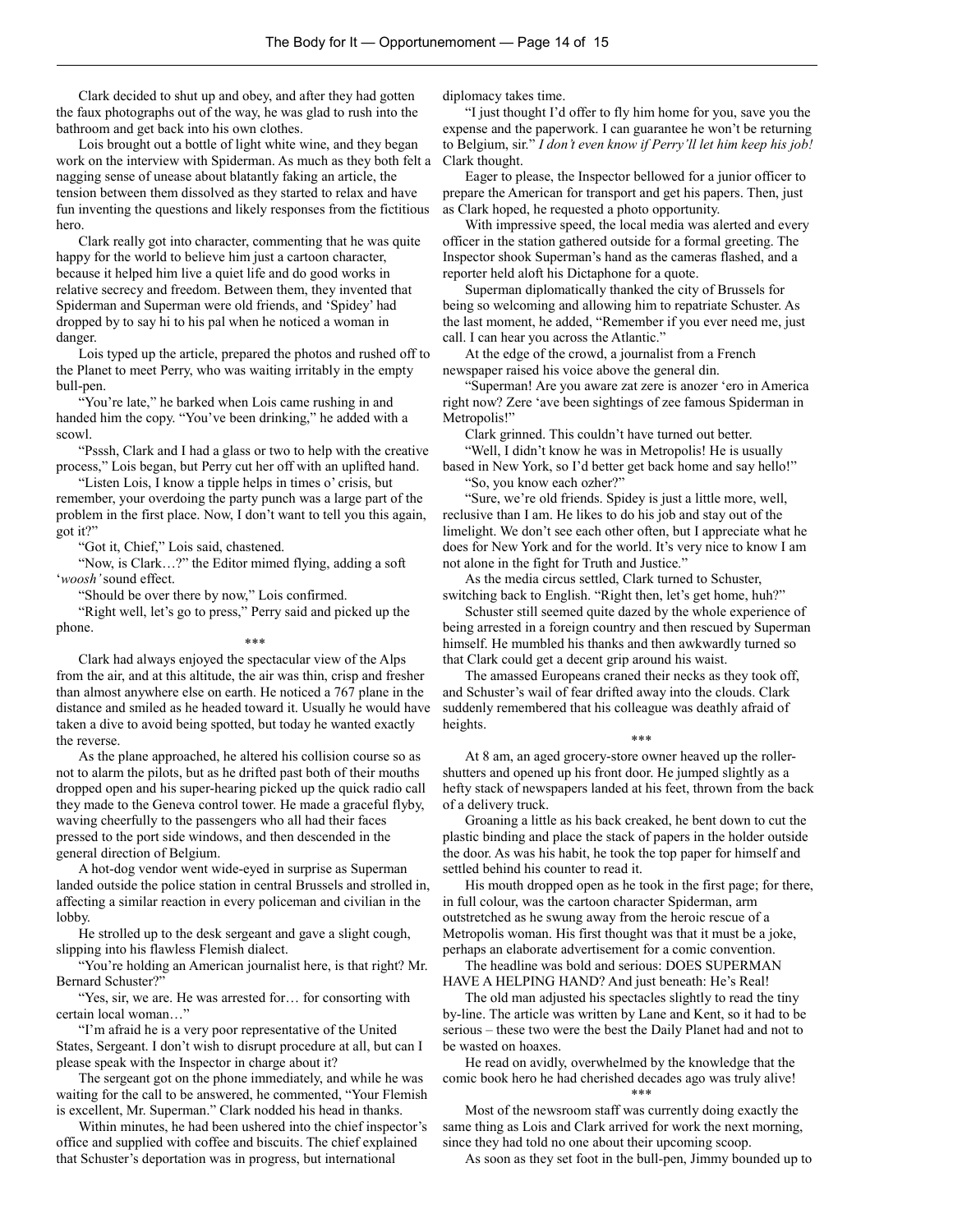Clark decided to shut up and obey, and after they had gotten the faux photographs out of the way, he was glad to rush into the bathroom and get back into his own clothes.

Lois brought out a bottle of light white wine, and they began work on the interview with Spiderman. As much as they both felt a nagging sense of unease about blatantly faking an article, the tension between them dissolved as they started to relax and have fun inventing the questions and likely responses from the fictitious hero.

Clark really got into character, commenting that he was quite happy for the world to believe him just a cartoon character, because it helped him live a quiet life and do good works in relative secrecy and freedom. Between them, they invented that Spiderman and Superman were old friends, and 'Spidey' had dropped by to say hi to his pal when he noticed a woman in danger.

Lois typed up the article, prepared the photos and rushed off to the Planet to meet Perry, who was waiting irritably in the empty bull-pen.

"You're late," he barked when Lois came rushing in and handed him the copy. "You've been drinking," he added with a scowl.

"Psssh, Clark and I had a glass or two to help with the creative process," Lois began, but Perry cut her off with an uplifted hand.

"Listen Lois, I know a tipple helps in times o' crisis, but remember, your overdoing the party punch was a large part of the problem in the first place. Now, I don't want to tell you this again, got it?"

"Got it, Chief," Lois said, chastened.

"Now, is Clark…?" the Editor mimed flying, adding a soft '*woosh'* sound effect.

"Should be over there by now," Lois confirmed.

"Right well, let's go to press," Perry said and picked up the phone.

\*\*\*

Clark had always enjoyed the spectacular view of the Alps from the air, and at this altitude, the air was thin, crisp and fresher than almost anywhere else on earth. He noticed a 767 plane in the distance and smiled as he headed toward it. Usually he would have taken a dive to avoid being spotted, but today he wanted exactly the reverse.

As the plane approached, he altered his collision course so as not to alarm the pilots, but as he drifted past both of their mouths dropped open and his super-hearing picked up the quick radio call they made to the Geneva control tower. He made a graceful flyby, waving cheerfully to the passengers who all had their faces pressed to the port side windows, and then descended in the general direction of Belgium.

A hot-dog vendor went wide-eyed in surprise as Superman landed outside the police station in central Brussels and strolled in, affecting a similar reaction in every policeman and civilian in the lobby.

He strolled up to the desk sergeant and gave a slight cough, slipping into his flawless Flemish dialect.

"You're holding an American journalist here, is that right? Mr. Bernard Schuster?"

"Yes, sir, we are. He was arrested for… for consorting with certain local woman…"

"I'm afraid he is a very poor representative of the United States, Sergeant. I don't wish to disrupt procedure at all, but can I please speak with the Inspector in charge about it?

The sergeant got on the phone immediately, and while he was waiting for the call to be answered, he commented, "Your Flemish is excellent, Mr. Superman." Clark nodded his head in thanks.

Within minutes, he had been ushered into the chief inspector's office and supplied with coffee and biscuits. The chief explained that Schuster's deportation was in progress, but international diplomacy takes time.

"I just thought I'd offer to fly him home for you, save you the expense and the paperwork. I can guarantee he won't be returning to Belgium, sir." *I don't even know if Perry'll let him keep his job!* Clark thought.

Eager to please, the Inspector bellowed for a junior officer to prepare the American for transport and get his papers. Then, just as Clark hoped, he requested a photo opportunity.

With impressive speed, the local media was alerted and every officer in the station gathered outside for a formal greeting. The Inspector shook Superman's hand as the cameras flashed, and a reporter held aloft his Dictaphone for a quote.

Superman diplomatically thanked the city of Brussels for being so welcoming and allowing him to repatriate Schuster. As the last moment, he added, "Remember if you ever need me, just call. I can hear you across the Atlantic."

At the edge of the crowd, a journalist from a French newspaper raised his voice above the general din.

"Superman! Are you aware zat zere is anozer 'ero in America right now? Zere 'ave been sightings of zee famous Spiderman in Metropolis!"

Clark grinned. This couldn't have turned out better.

"Well, I didn't know he was in Metropolis! He is usually based in New York, so I'd better get back home and say hello!"

"So, you know each ozher?"

"Sure, we're old friends. Spidey is just a little more, well, reclusive than I am. He likes to do his job and stay out of the limelight. We don't see each other often, but I appreciate what he does for New York and for the world. It's very nice to know I am not alone in the fight for Truth and Justice."

As the media circus settled, Clark turned to Schuster, switching back to English. "Right then, let's get home, huh?"

Schuster still seemed quite dazed by the whole experience of being arrested in a foreign country and then rescued by Superman himself. He mumbled his thanks and then awkwardly turned so that Clark could get a decent grip around his waist.

The amassed Europeans craned their necks as they took off, and Schuster's wail of fear drifted away into the clouds. Clark suddenly remembered that his colleague was deathly afraid of heights.

\*\*\*

At 8 am, an aged grocery-store owner heaved up the roller-shutters and opened up his front door. He jumped slightly as a hefty stack of newspapers landed at his feet, thrown from the back of a delivery truck.

Groaning a little as his back creaked, he bent down to cut the plastic binding and place the stack of papers in the holder outside the door. As was his habit, he took the top paper for himself and settled behind his counter to read it.

His mouth dropped open as he took in the first page; for there, in full colour, was the cartoon character Spiderman, arm outstretched as he swung away from the heroic rescue of a Metropolis woman. His first thought was that it must be a joke, perhaps an elaborate advertisement for a comic convention.

The headline was bold and serious: DOES SUPERMAN HAVE A HELPING HAND? And just beneath: He's Real!

The old man adjusted his spectacles slightly to read the tiny by-line. The article was written by Lane and Kent, so it had to be serious – these two were the best the Daily Planet had and not to be wasted on hoaxes.

He read on avidly, overwhelmed by the knowledge that the comic book hero he had cherished decades ago was truly alive!

\*\*\*

Most of the newsroom staff was currently doing exactly the same thing as Lois and Clark arrived for work the next morning, since they had told no one about their upcoming scoop.

As soon as they set foot in the bull-pen, Jimmy bounded up to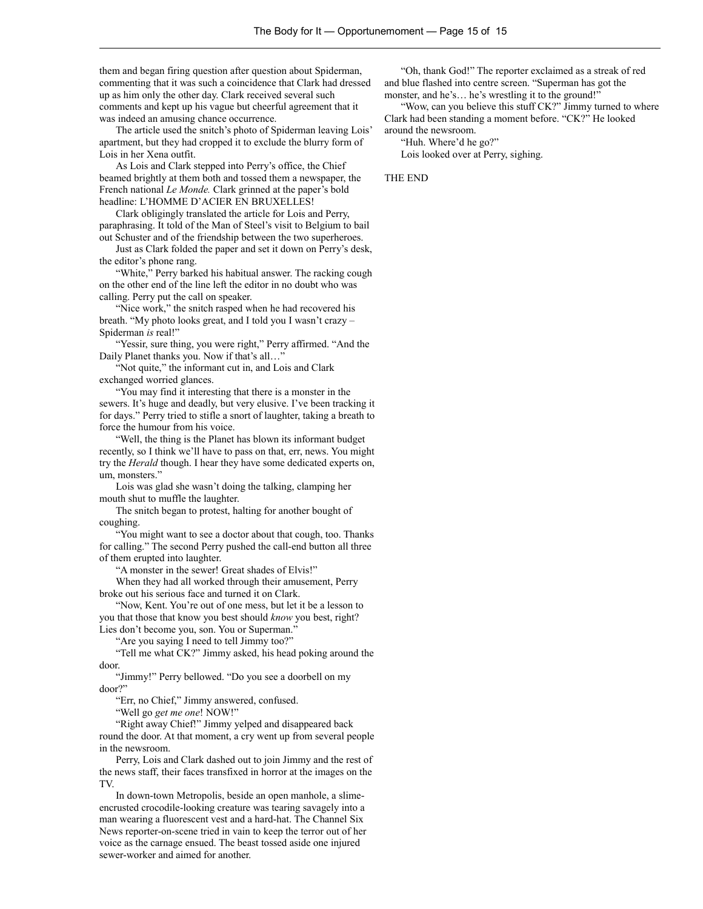them and began firing question after question about Spiderman, commenting that it was such a coincidence that Clark had dressed up as him only the other day. Clark received several such comments and kept up his vague but cheerful agreement that it was indeed an amusing chance occurrence.

The article used the snitch's photo of Spiderman leaving Lois' apartment, but they had cropped it to exclude the blurry form of Lois in her Xena outfit.

As Lois and Clark stepped into Perry's office, the Chief beamed brightly at them both and tossed them a newspaper, the French national *Le Monde.* Clark grinned at the paper's bold headline: L'HOMME D'ACIER EN BRUXELLES!

Clark obligingly translated the article for Lois and Perry, paraphrasing. It told of the Man of Steel's visit to Belgium to bail out Schuster and of the friendship between the two superheroes.

Just as Clark folded the paper and set it down on Perry's desk, the editor's phone rang.

"White," Perry barked his habitual answer. The racking cough on the other end of the line left the editor in no doubt who was calling. Perry put the call on speaker.

"Nice work," the snitch rasped when he had recovered his breath. "My photo looks great, and I told you I wasn't crazy – Spiderman *is* real!"

"Yessir, sure thing, you were right," Perry affirmed. "And the Daily Planet thanks you. Now if that's all…"

"Not quite," the informant cut in, and Lois and Clark exchanged worried glances.

"You may find it interesting that there is a monster in the sewers. It's huge and deadly, but very elusive. I've been tracking it for days." Perry tried to stifle a snort of laughter, taking a breath to force the humour from his voice.

"Well, the thing is the Planet has blown its informant budget recently, so I think we'll have to pass on that, err, news. You might try the *Herald* though. I hear they have some dedicated experts on, um, monsters."

Lois was glad she wasn't doing the talking, clamping her mouth shut to muffle the laughter.

The snitch began to protest, halting for another bought of coughing.

"You might want to see a doctor about that cough, too. Thanks for calling." The second Perry pushed the call-end button all three of them erupted into laughter.

"A monster in the sewer! Great shades of Elvis!"

When they had all worked through their amusement, Perry broke out his serious face and turned it on Clark.

"Now, Kent. You're out of one mess, but let it be a lesson to you that those that know you best should *know* you best, right? Lies don't become you, son. You or Superman."

"Are you saying I need to tell Jimmy too?"

"Tell me what CK?" Jimmy asked, his head poking around the door.

"Jimmy!" Perry bellowed. "Do you see a doorbell on my door?"

"Err, no Chief," Jimmy answered, confused.

"Well go *get me one*! NOW!"

"Right away Chief!" Jimmy yelped and disappeared back round the door. At that moment, a cry went up from several people in the newsroom.

Perry, Lois and Clark dashed out to join Jimmy and the rest of the news staff, their faces transfixed in horror at the images on the TV.

In down-town Metropolis, beside an open manhole, a slime-encrusted crocodile-looking creature was tearing savagely into a man wearing a fluorescent vest and a hard-hat. The Channel Six News reporter-on-scene tried in vain to keep the terror out of her voice as the carnage ensued. The beast tossed aside one injured sewer-worker and aimed for another.

"Oh, thank God!" The reporter exclaimed as a streak of red and blue flashed into centre screen. "Superman has got the monster, and he's… he's wrestling it to the ground!"

"Wow, can you believe this stuff CK?" Jimmy turned to where Clark had been standing a moment before. "CK?" He looked around the newsroom.

"Huh. Where'd he go?"

Lois looked over at Perry, sighing.

THE END